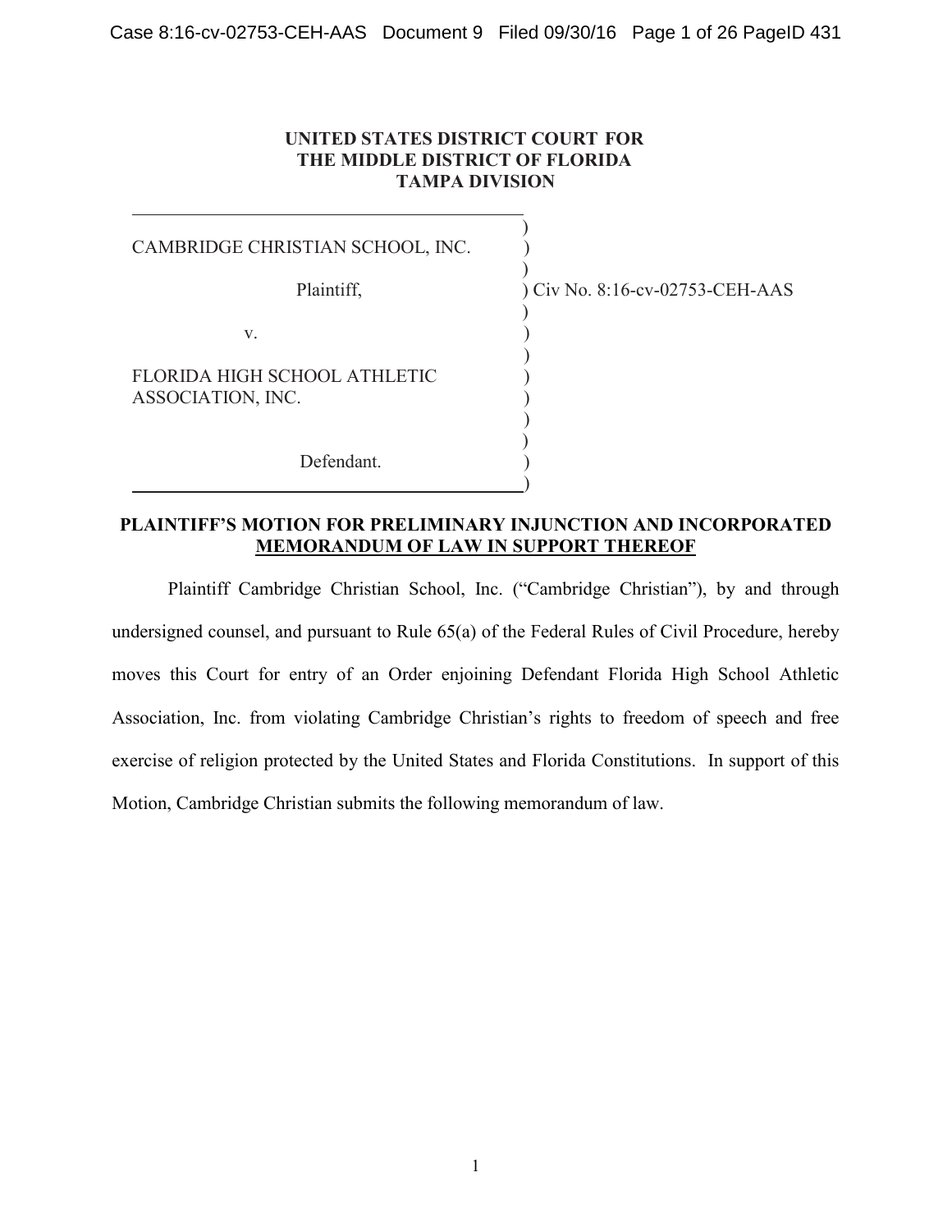**UNITED STATES DISTRICT COURT FOR**
**THE MIDDLE DISTRICT OF FLORIDA**
**TAMPA DIVISION**

| | |
|---|---|
| CAMBRIDGE CHRISTIAN SCHOOL, INC. | |
| Plaintiff, | Civ No. 8:16-cv-02753-CEH-AAS |
| v. | |
| FLORIDA HIGH SCHOOL ATHLETIC ASSOCIATION, INC. | |
| Defendant. | |

## PLAINTIFF'S MOTION FOR PRELIMINARY INJUNCTION AND INCORPORATED MEMORANDUM OF LAW IN SUPPORT THEREOF

Plaintiff Cambridge Christian School, Inc. ("Cambridge Christian"), by and through undersigned counsel, and pursuant to Rule 65(a) of the Federal Rules of Civil Procedure, hereby moves this Court for entry of an Order enjoining Defendant Florida High School Athletic Association, Inc. from violating Cambridge Christian's rights to freedom of speech and free exercise of religion protected by the United States and Florida Constitutions. In support of this Motion, Cambridge Christian submits the following memorandum of law.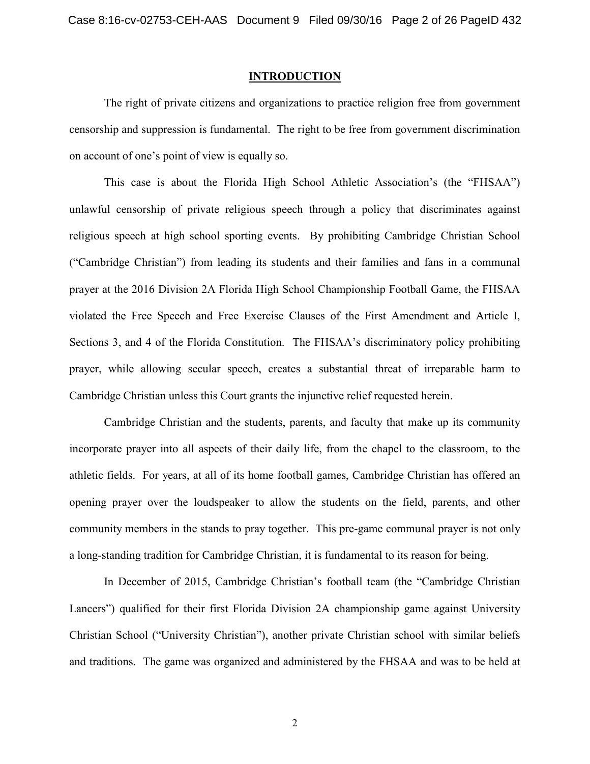## INTRODUCTION

The right of private citizens and organizations to practice religion free from government censorship and suppression is fundamental. The right to be free from government discrimination on account of one's point of view is equally so.

This case is about the Florida High School Athletic Association's (the "FHSAA") unlawful censorship of private religious speech through a policy that discriminates against religious speech at high school sporting events. By prohibiting Cambridge Christian School ("Cambridge Christian") from leading its students and their families and fans in a communal prayer at the 2016 Division 2A Florida High School Championship Football Game, the FHSAA violated the Free Speech and Free Exercise Clauses of the First Amendment and Article I, Sections 3, and 4 of the Florida Constitution. The FHSAA's discriminatory policy prohibiting prayer, while allowing secular speech, creates a substantial threat of irreparable harm to Cambridge Christian unless this Court grants the injunctive relief requested herein.

Cambridge Christian and the students, parents, and faculty that make up its community incorporate prayer into all aspects of their daily life, from the chapel to the classroom, to the athletic fields. For years, at all of its home football games, Cambridge Christian has offered an opening prayer over the loudspeaker to allow the students on the field, parents, and other community members in the stands to pray together. This pre-game communal prayer is not only a long-standing tradition for Cambridge Christian, it is fundamental to its reason for being.

In December of 2015, Cambridge Christian's football team (the "Cambridge Christian Lancers") qualified for their first Florida Division 2A championship game against University Christian School ("University Christian"), another private Christian school with similar beliefs and traditions. The game was organized and administered by the FHSAA and was to be held at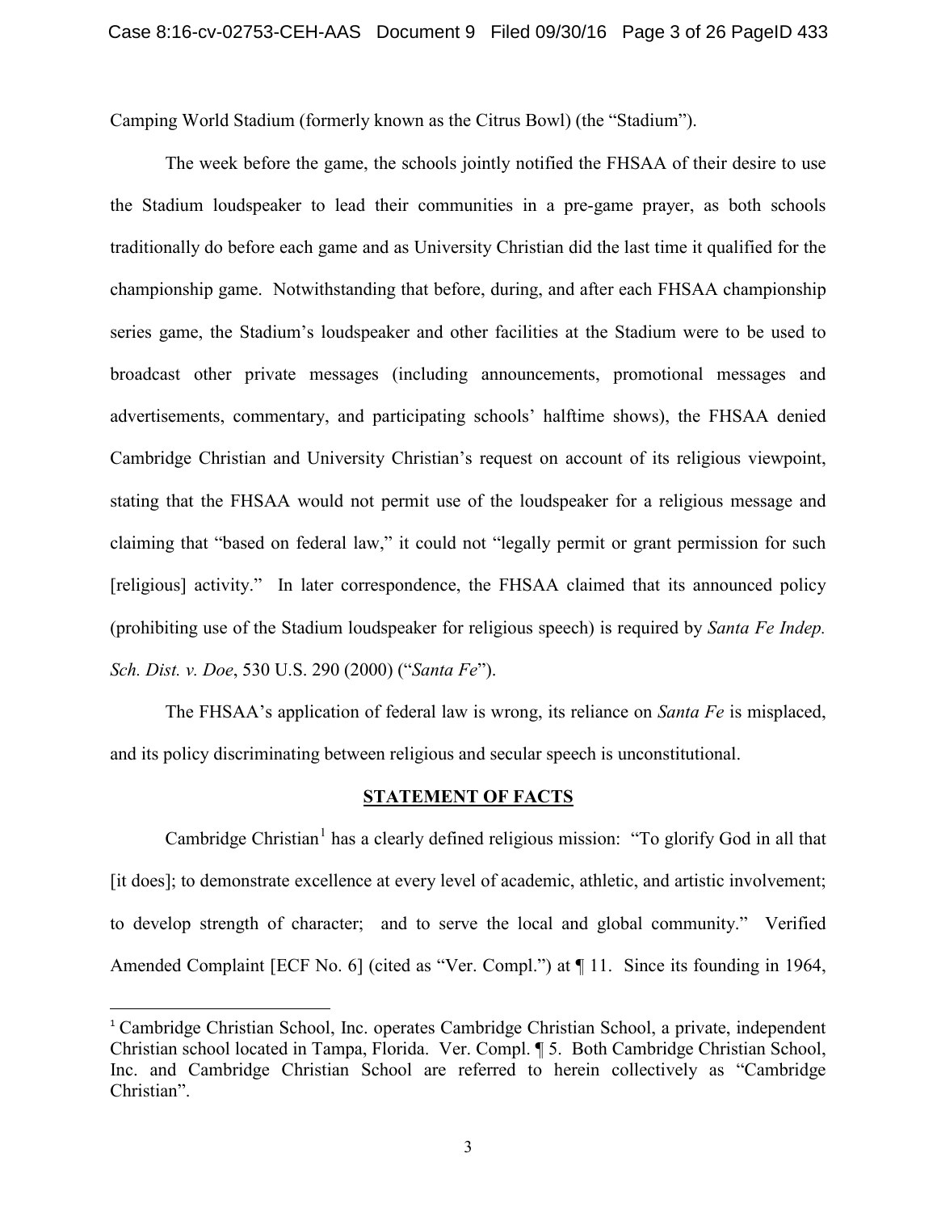Camping World Stadium (formerly known as the Citrus Bowl) (the "Stadium").

The week before the game, the schools jointly notified the FHSAA of their desire to use the Stadium loudspeaker to lead their communities in a pre-game prayer, as both schools traditionally do before each game and as University Christian did the last time it qualified for the championship game. Notwithstanding that before, during, and after each FHSAA championship series game, the Stadium's loudspeaker and other facilities at the Stadium were to be used to broadcast other private messages (including announcements, promotional messages and advertisements, commentary, and participating schools' halftime shows), the FHSAA denied Cambridge Christian and University Christian's request on account of its religious viewpoint, stating that the FHSAA would not permit use of the loudspeaker for a religious message and claiming that "based on federal law," it could not "legally permit or grant permission for such [religious] activity." In later correspondence, the FHSAA claimed that its announced policy (prohibiting use of the Stadium loudspeaker for religious speech) is required by *Santa Fe Indep. Sch. Dist. v. Doe*, 530 U.S. 290 (2000) ("*Santa Fe*").

The FHSAA's application of federal law is wrong, its reliance on *Santa Fe* is misplaced, and its policy discriminating between religious and secular speech is unconstitutional.

## STATEMENT OF FACTS

Cambridge Christian[1] has a clearly defined religious mission: "To glorify God in all that [it does]; to demonstrate excellence at every level of academic, athletic, and artistic involvement; to develop strength of character; and to serve the local and global community." Verified Amended Complaint [ECF No. 6] (cited as "Ver. Compl.") at ¶ 11. Since its founding in 1964,

---

[1] Cambridge Christian School, Inc. operates Cambridge Christian School, a private, independent Christian school located in Tampa, Florida. Ver. Compl. ¶ 5. Both Cambridge Christian School, Inc. and Cambridge Christian School are referred to herein collectively as "Cambridge Christian".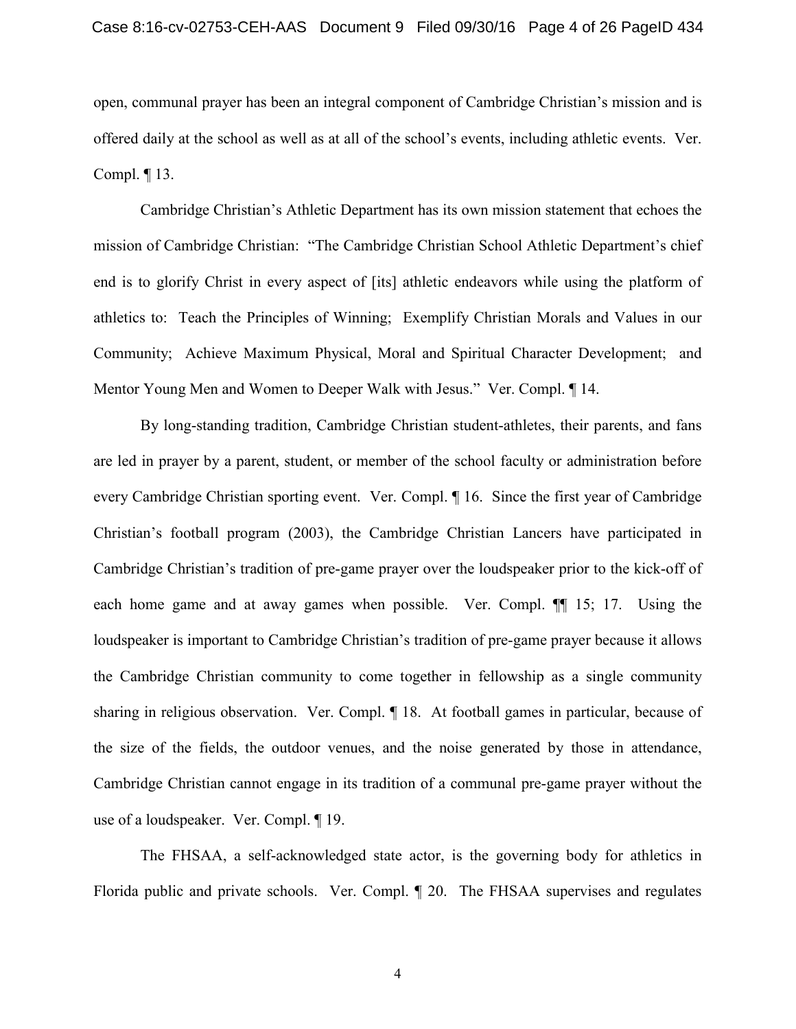open, communal prayer has been an integral component of Cambridge Christian's mission and is offered daily at the school as well as at all of the school's events, including athletic events. Ver. Compl. ¶ 13.

Cambridge Christian's Athletic Department has its own mission statement that echoes the mission of Cambridge Christian: "The Cambridge Christian School Athletic Department's chief end is to glorify Christ in every aspect of [its] athletic endeavors while using the platform of athletics to: Teach the Principles of Winning; Exemplify Christian Morals and Values in our Community; Achieve Maximum Physical, Moral and Spiritual Character Development; and Mentor Young Men and Women to Deeper Walk with Jesus." Ver. Compl. ¶ 14.

By long-standing tradition, Cambridge Christian student-athletes, their parents, and fans are led in prayer by a parent, student, or member of the school faculty or administration before every Cambridge Christian sporting event. Ver. Compl. ¶ 16. Since the first year of Cambridge Christian's football program (2003), the Cambridge Christian Lancers have participated in Cambridge Christian's tradition of pre-game prayer over the loudspeaker prior to the kick-off of each home game and at away games when possible. Ver. Compl. ¶¶ 15; 17. Using the loudspeaker is important to Cambridge Christian's tradition of pre-game prayer because it allows the Cambridge Christian community to come together in fellowship as a single community sharing in religious observation. Ver. Compl. ¶ 18. At football games in particular, because of the size of the fields, the outdoor venues, and the noise generated by those in attendance, Cambridge Christian cannot engage in its tradition of a communal pre-game prayer without the use of a loudspeaker. Ver. Compl. ¶ 19.

The FHSAA, a self-acknowledged state actor, is the governing body for athletics in Florida public and private schools. Ver. Compl. ¶ 20. The FHSAA supervises and regulates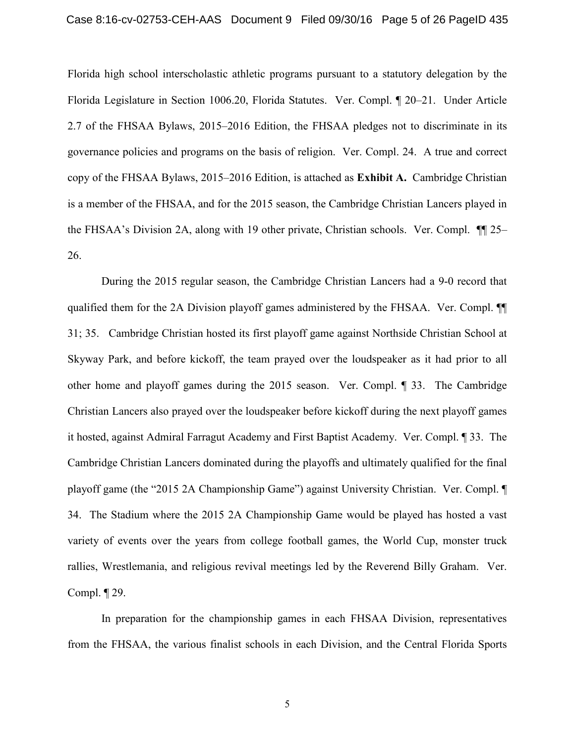Florida high school interscholastic athletic programs pursuant to a statutory delegation by the Florida Legislature in Section 1006.20, Florida Statutes. Ver. Compl. ¶ 20–21. Under Article 2.7 of the FHSAA Bylaws, 2015–2016 Edition, the FHSAA pledges not to discriminate in its governance policies and programs on the basis of religion. Ver. Compl. 24. A true and correct copy of the FHSAA Bylaws, 2015–2016 Edition, is attached as **Exhibit A.** Cambridge Christian is a member of the FHSAA, and for the 2015 season, the Cambridge Christian Lancers played in the FHSAA's Division 2A, along with 19 other private, Christian schools. Ver. Compl. ¶¶ 25–26.

During the 2015 regular season, the Cambridge Christian Lancers had a 9-0 record that qualified them for the 2A Division playoff games administered by the FHSAA. Ver. Compl. ¶¶ 31; 35. Cambridge Christian hosted its first playoff game against Northside Christian School at Skyway Park, and before kickoff, the team prayed over the loudspeaker as it had prior to all other home and playoff games during the 2015 season. Ver. Compl. ¶ 33. The Cambridge Christian Lancers also prayed over the loudspeaker before kickoff during the next playoff games it hosted, against Admiral Farragut Academy and First Baptist Academy. Ver. Compl. ¶ 33. The Cambridge Christian Lancers dominated during the playoffs and ultimately qualified for the final playoff game (the "2015 2A Championship Game") against University Christian. Ver. Compl. ¶ 34. The Stadium where the 2015 2A Championship Game would be played has hosted a vast variety of events over the years from college football games, the World Cup, monster truck rallies, Wrestlemania, and religious revival meetings led by the Reverend Billy Graham. Ver. Compl. ¶ 29.

In preparation for the championship games in each FHSAA Division, representatives from the FHSAA, the various finalist schools in each Division, and the Central Florida Sports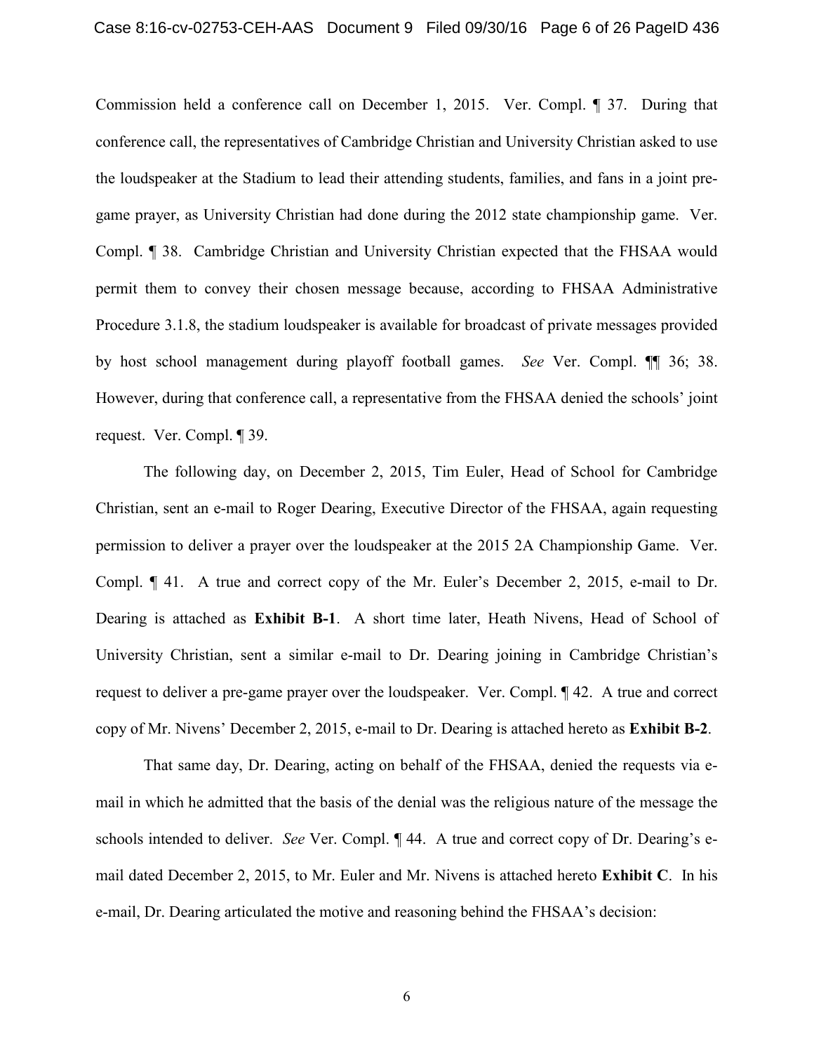Commission held a conference call on December 1, 2015. Ver. Compl. ¶ 37. During that conference call, the representatives of Cambridge Christian and University Christian asked to use the loudspeaker at the Stadium to lead their attending students, families, and fans in a joint pre-game prayer, as University Christian had done during the 2012 state championship game. Ver. Compl. ¶ 38. Cambridge Christian and University Christian expected that the FHSAA would permit them to convey their chosen message because, according to FHSAA Administrative Procedure 3.1.8, the stadium loudspeaker is available for broadcast of private messages provided by host school management during playoff football games. *See* Ver. Compl. ¶¶ 36; 38. However, during that conference call, a representative from the FHSAA denied the schools' joint request. Ver. Compl. ¶ 39.

The following day, on December 2, 2015, Tim Euler, Head of School for Cambridge Christian, sent an e-mail to Roger Dearing, Executive Director of the FHSAA, again requesting permission to deliver a prayer over the loudspeaker at the 2015 2A Championship Game. Ver. Compl. ¶ 41. A true and correct copy of the Mr. Euler's December 2, 2015, e-mail to Dr. Dearing is attached as **Exhibit B-1**. A short time later, Heath Nivens, Head of School of University Christian, sent a similar e-mail to Dr. Dearing joining in Cambridge Christian's request to deliver a pre-game prayer over the loudspeaker. Ver. Compl. ¶ 42. A true and correct copy of Mr. Nivens' December 2, 2015, e-mail to Dr. Dearing is attached hereto as **Exhibit B-2**.

That same day, Dr. Dearing, acting on behalf of the FHSAA, denied the requests via e-mail in which he admitted that the basis of the denial was the religious nature of the message the schools intended to deliver. *See* Ver. Compl. ¶ 44. A true and correct copy of Dr. Dearing's e-mail dated December 2, 2015, to Mr. Euler and Mr. Nivens is attached hereto **Exhibit C**. In his e-mail, Dr. Dearing articulated the motive and reasoning behind the FHSAA's decision: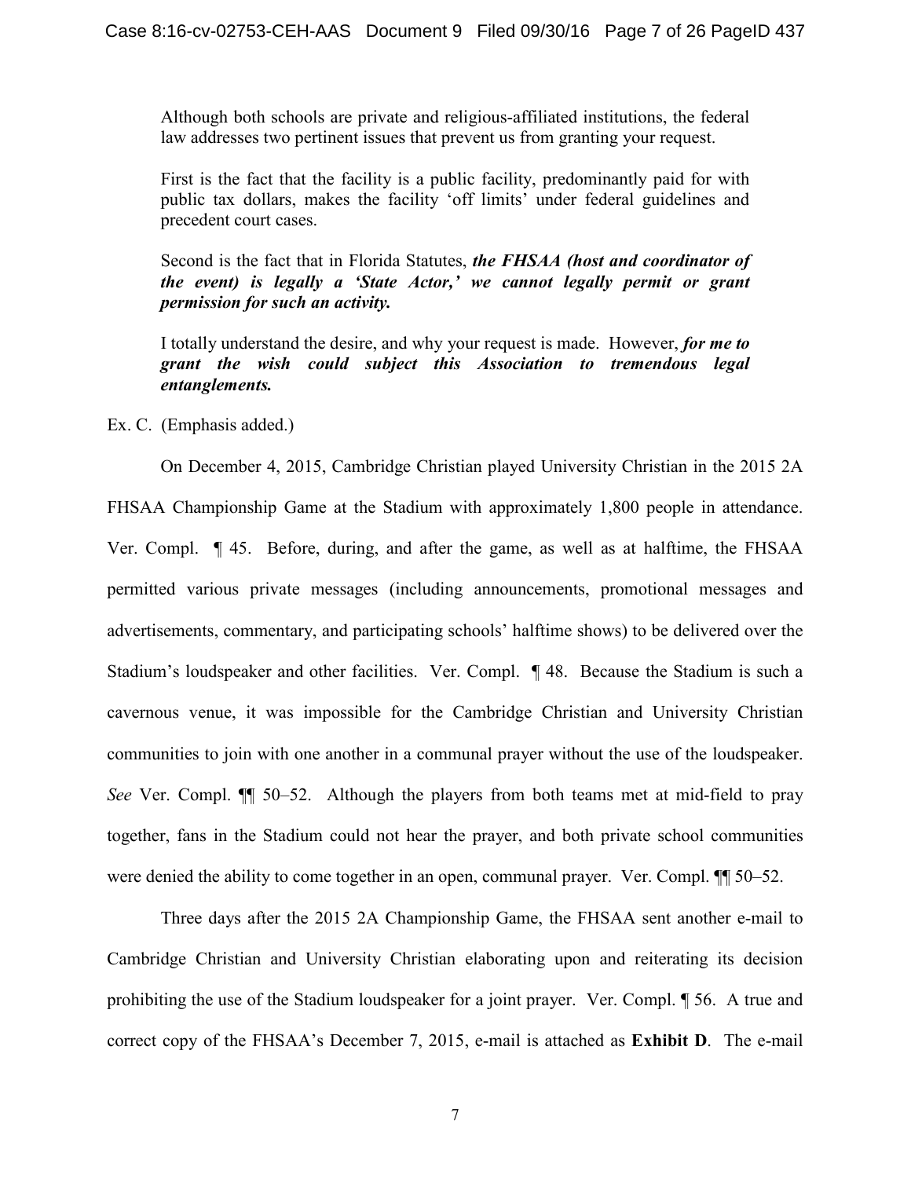> Although both schools are private and religious-affiliated institutions, the federal law addresses two pertinent issues that prevent us from granting your request.
>
> First is the fact that the facility is a public facility, predominantly paid for with public tax dollars, makes the facility 'off limits' under federal guidelines and precedent court cases.
>
> Second is the fact that in Florida Statutes, ***the FHSAA (host and coordinator of the event) is legally a 'State Actor,' we cannot legally permit or grant permission for such an activity.***
>
> I totally understand the desire, and why your request is made. However, ***for me to grant the wish could subject this Association to tremendous legal entanglements.***

Ex. C. (Emphasis added.)

On December 4, 2015, Cambridge Christian played University Christian in the 2015 2A FHSAA Championship Game at the Stadium with approximately 1,800 people in attendance. Ver. Compl. ¶ 45. Before, during, and after the game, as well as at halftime, the FHSAA permitted various private messages (including announcements, promotional messages and advertisements, commentary, and participating schools' halftime shows) to be delivered over the Stadium's loudspeaker and other facilities. Ver. Compl. ¶ 48. Because the Stadium is such a cavernous venue, it was impossible for the Cambridge Christian and University Christian communities to join with one another in a communal prayer without the use of the loudspeaker. *See* Ver. Compl. ¶¶ 50–52. Although the players from both teams met at mid-field to pray together, fans in the Stadium could not hear the prayer, and both private school communities were denied the ability to come together in an open, communal prayer. Ver. Compl. ¶¶ 50–52.

Three days after the 2015 2A Championship Game, the FHSAA sent another e-mail to Cambridge Christian and University Christian elaborating upon and reiterating its decision prohibiting the use of the Stadium loudspeaker for a joint prayer. Ver. Compl. ¶ 56. A true and correct copy of the FHSAA's December 7, 2015, e-mail is attached as **Exhibit D**. The e-mail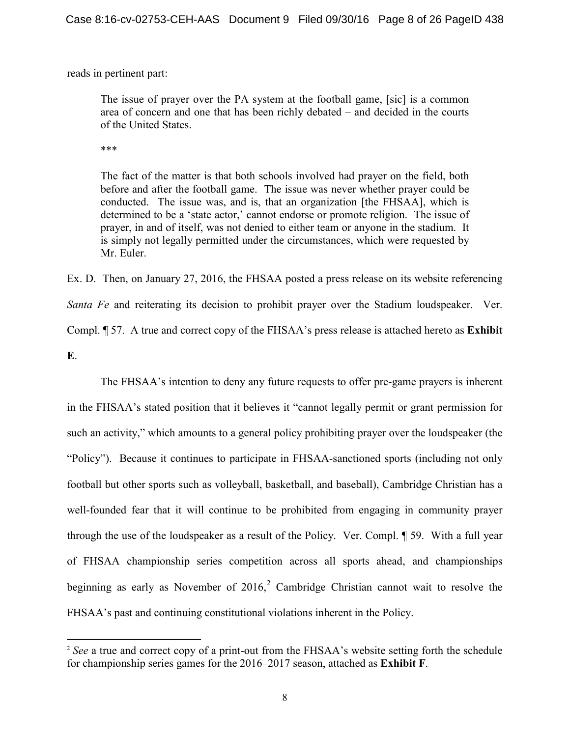reads in pertinent part:

> The issue of prayer over the PA system at the football game, [sic] is a common area of concern and one that has been richly debated – and decided in the courts of the United States.
>
> \*\*\*
>
> The fact of the matter is that both schools involved had prayer on the field, both before and after the football game. The issue was never whether prayer could be conducted. The issue was, and is, that an organization [the FHSAA], which is determined to be a 'state actor,' cannot endorse or promote religion. The issue of prayer, in and of itself, was not denied to either team or anyone in the stadium. It is simply not legally permitted under the circumstances, which were requested by Mr. Euler.

Ex. D. Then, on January 27, 2016, the FHSAA posted a press release on its website referencing *Santa Fe* and reiterating its decision to prohibit prayer over the Stadium loudspeaker. Ver. Compl. ¶ 57. A true and correct copy of the FHSAA's press release is attached hereto as **Exhibit E**.

The FHSAA's intention to deny any future requests to offer pre-game prayers is inherent in the FHSAA's stated position that it believes it "cannot legally permit or grant permission for such an activity," which amounts to a general policy prohibiting prayer over the loudspeaker (the "Policy"). Because it continues to participate in FHSAA-sanctioned sports (including not only football but other sports such as volleyball, basketball, and baseball), Cambridge Christian has a well-founded fear that it will continue to be prohibited from engaging in community prayer through the use of the loudspeaker as a result of the Policy. Ver. Compl. ¶ 59. With a full year of FHSAA championship series competition across all sports ahead, and championships beginning as early as November of 2016,[2] Cambridge Christian cannot wait to resolve the FHSAA's past and continuing constitutional violations inherent in the Policy.

---

[2] *See* a true and correct copy of a print-out from the FHSAA's website setting forth the schedule for championship series games for the 2016–2017 season, attached as **Exhibit F**.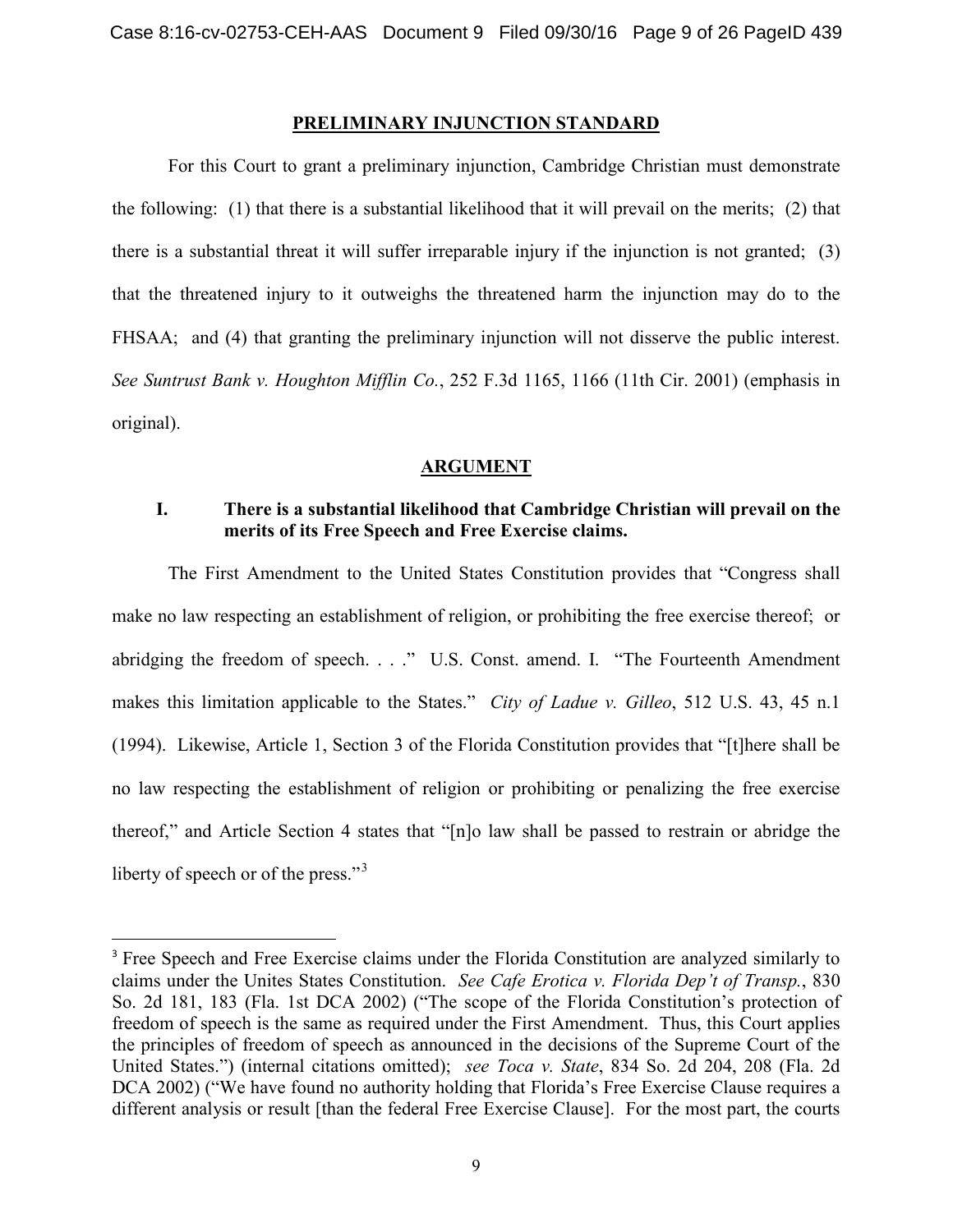## PRELIMINARY INJUNCTION STANDARD

For this Court to grant a preliminary injunction, Cambridge Christian must demonstrate the following: (1) that there is a substantial likelihood that it will prevail on the merits; (2) that there is a substantial threat it will suffer irreparable injury if the injunction is not granted; (3) that the threatened injury to it outweighs the threatened harm the injunction may do to the FHSAA; and (4) that granting the preliminary injunction will not disserve the public interest. *See Suntrust Bank v. Houghton Mifflin Co.*, 252 F.3d 1165, 1166 (11th Cir. 2001) (emphasis in original).

## ARGUMENT

### I. There is a substantial likelihood that Cambridge Christian will prevail on the merits of its Free Speech and Free Exercise claims.

The First Amendment to the United States Constitution provides that "Congress shall make no law respecting an establishment of religion, or prohibiting the free exercise thereof; or abridging the freedom of speech. . . ." U.S. Const. amend. I. "The Fourteenth Amendment makes this limitation applicable to the States." *City of Ladue v. Gilleo*, 512 U.S. 43, 45 n.1 (1994). Likewise, Article 1, Section 3 of the Florida Constitution provides that "[t]here shall be no law respecting the establishment of religion or prohibiting or penalizing the free exercise thereof," and Article Section 4 states that "[n]o law shall be passed to restrain or abridge the liberty of speech or of the press."[3]

---

[3] Free Speech and Free Exercise claims under the Florida Constitution are analyzed similarly to claims under the Unites States Constitution. *See Cafe Erotica v. Florida Dep't of Transp.*, 830 So. 2d 181, 183 (Fla. 1st DCA 2002) ("The scope of the Florida Constitution's protection of freedom of speech is the same as required under the First Amendment. Thus, this Court applies the principles of freedom of speech as announced in the decisions of the Supreme Court of the United States.") (internal citations omitted); *see Toca v. State*, 834 So. 2d 204, 208 (Fla. 2d DCA 2002) ("We have found no authority holding that Florida's Free Exercise Clause requires a different analysis or result [than the federal Free Exercise Clause]. For the most part, the courts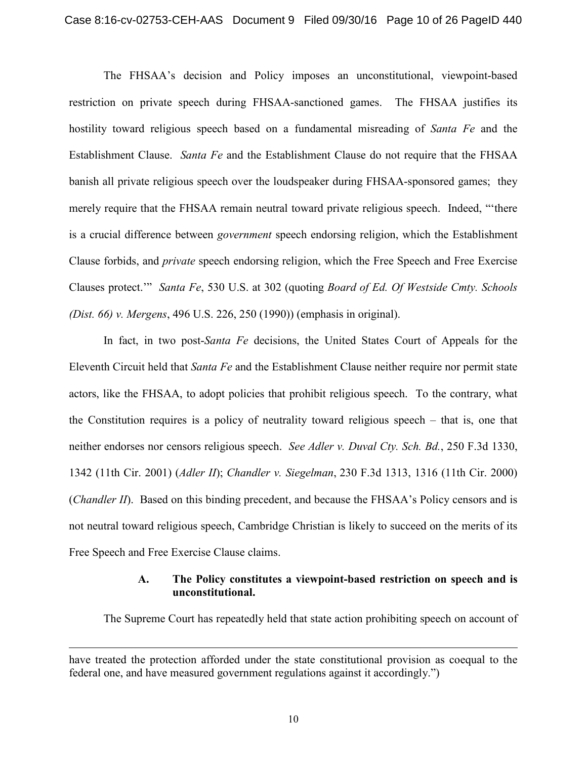The FHSAA's decision and Policy imposes an unconstitutional, viewpoint-based restriction on private speech during FHSAA-sanctioned games. The FHSAA justifies its hostility toward religious speech based on a fundamental misreading of *Santa Fe* and the Establishment Clause. *Santa Fe* and the Establishment Clause do not require that the FHSAA banish all private religious speech over the loudspeaker during FHSAA-sponsored games; they merely require that the FHSAA remain neutral toward private religious speech. Indeed, "'there is a crucial difference between *government* speech endorsing religion, which the Establishment Clause forbids, and *private* speech endorsing religion, which the Free Speech and Free Exercise Clauses protect.'" *Santa Fe*, 530 U.S. at 302 (quoting *Board of Ed. Of Westside Cmty. Schools (Dist. 66) v. Mergens*, 496 U.S. 226, 250 (1990)) (emphasis in original).

In fact, in two post-*Santa Fe* decisions, the United States Court of Appeals for the Eleventh Circuit held that *Santa Fe* and the Establishment Clause neither require nor permit state actors, like the FHSAA, to adopt policies that prohibit religious speech. To the contrary, what the Constitution requires is a policy of neutrality toward religious speech – that is, one that neither endorses nor censors religious speech. *See Adler v. Duval Cty. Sch. Bd.*, 250 F.3d 1330, 1342 (11th Cir. 2001) (*Adler II*); *Chandler v. Siegelman*, 230 F.3d 1313, 1316 (11th Cir. 2000) (*Chandler II*). Based on this binding precedent, and because the FHSAA's Policy censors and is not neutral toward religious speech, Cambridge Christian is likely to succeed on the merits of its Free Speech and Free Exercise Clause claims.

### A. The Policy constitutes a viewpoint-based restriction on speech and is unconstitutional.

The Supreme Court has repeatedly held that state action prohibiting speech on account of

---

have treated the protection afforded under the state constitutional provision as coequal to the federal one, and have measured government regulations against it accordingly.")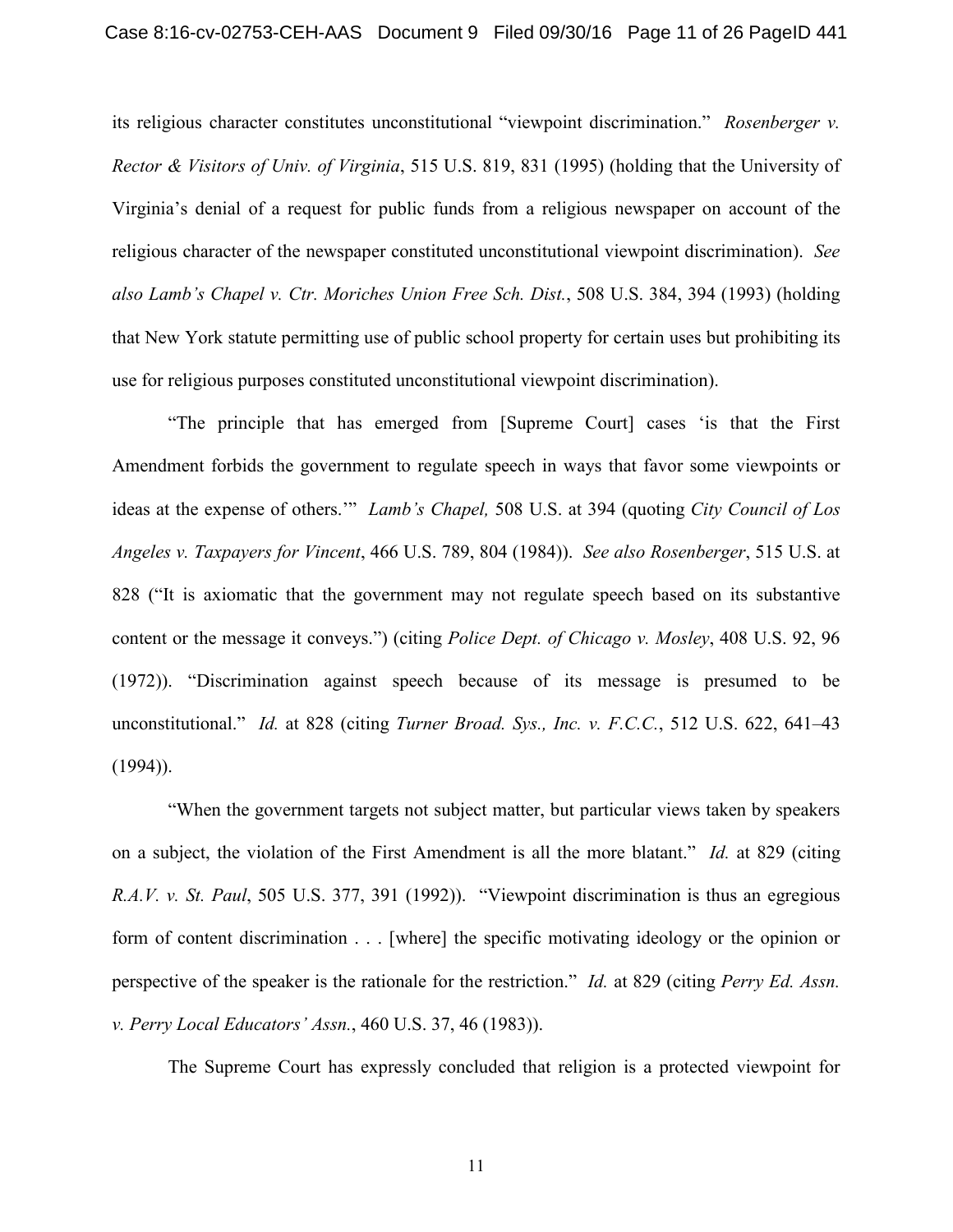its religious character constitutes unconstitutional "viewpoint discrimination." *Rosenberger v. Rector & Visitors of Univ. of Virginia*, 515 U.S. 819, 831 (1995) (holding that the University of Virginia's denial of a request for public funds from a religious newspaper on account of the religious character of the newspaper constituted unconstitutional viewpoint discrimination). *See also Lamb's Chapel v. Ctr. Moriches Union Free Sch. Dist.*, 508 U.S. 384, 394 (1993) (holding that New York statute permitting use of public school property for certain uses but prohibiting its use for religious purposes constituted unconstitutional viewpoint discrimination).

"The principle that has emerged from [Supreme Court] cases 'is that the First Amendment forbids the government to regulate speech in ways that favor some viewpoints or ideas at the expense of others.'" *Lamb's Chapel,* 508 U.S. at 394 (quoting *City Council of Los Angeles v. Taxpayers for Vincent*, 466 U.S. 789, 804 (1984)). *See also Rosenberger*, 515 U.S. at 828 ("It is axiomatic that the government may not regulate speech based on its substantive content or the message it conveys.") (citing *Police Dept. of Chicago v. Mosley*, 408 U.S. 92, 96 (1972)). "Discrimination against speech because of its message is presumed to be unconstitutional." *Id.* at 828 (citing *Turner Broad. Sys., Inc. v. F.C.C.*, 512 U.S. 622, 641–43 (1994)).

"When the government targets not subject matter, but particular views taken by speakers on a subject, the violation of the First Amendment is all the more blatant." *Id.* at 829 (citing *R.A.V. v. St. Paul*, 505 U.S. 377, 391 (1992)). "Viewpoint discrimination is thus an egregious form of content discrimination . . . [where] the specific motivating ideology or the opinion or perspective of the speaker is the rationale for the restriction." *Id.* at 829 (citing *Perry Ed. Assn. v. Perry Local Educators' Assn.*, 460 U.S. 37, 46 (1983)).

The Supreme Court has expressly concluded that religion is a protected viewpoint for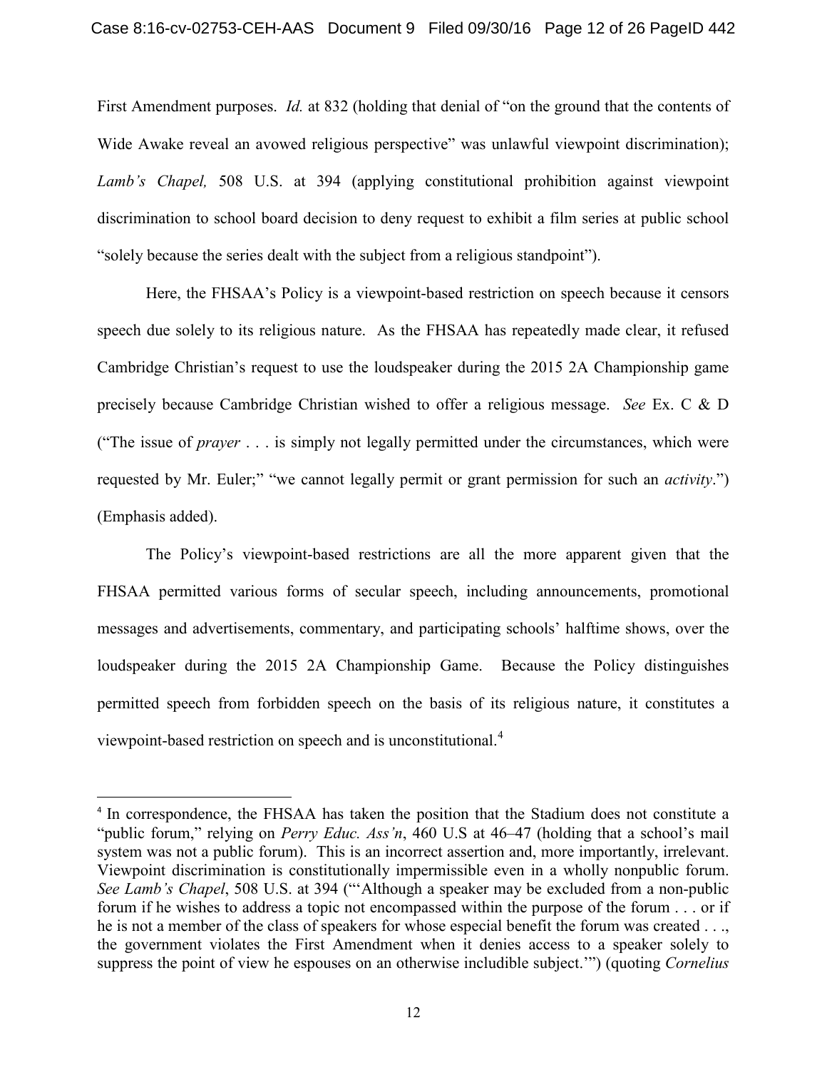First Amendment purposes. *Id.* at 832 (holding that denial of "on the ground that the contents of Wide Awake reveal an avowed religious perspective" was unlawful viewpoint discrimination); *Lamb's Chapel,* 508 U.S. at 394 (applying constitutional prohibition against viewpoint discrimination to school board decision to deny request to exhibit a film series at public school "solely because the series dealt with the subject from a religious standpoint").

Here, the FHSAA's Policy is a viewpoint-based restriction on speech because it censors speech due solely to its religious nature. As the FHSAA has repeatedly made clear, it refused Cambridge Christian's request to use the loudspeaker during the 2015 2A Championship game precisely because Cambridge Christian wished to offer a religious message. *See* Ex. C & D ("The issue of *prayer* . . . is simply not legally permitted under the circumstances, which were requested by Mr. Euler;" "we cannot legally permit or grant permission for such an *activity*.") (Emphasis added).

The Policy's viewpoint-based restrictions are all the more apparent given that the FHSAA permitted various forms of secular speech, including announcements, promotional messages and advertisements, commentary, and participating schools' halftime shows, over the loudspeaker during the 2015 2A Championship Game. Because the Policy distinguishes permitted speech from forbidden speech on the basis of its religious nature, it constitutes a viewpoint-based restriction on speech and is unconstitutional.[4]

---

[4] In correspondence, the FHSAA has taken the position that the Stadium does not constitute a "public forum," relying on *Perry Educ. Ass'n*, 460 U.S at 46–47 (holding that a school's mail system was not a public forum). This is an incorrect assertion and, more importantly, irrelevant. Viewpoint discrimination is constitutionally impermissible even in a wholly nonpublic forum. *See Lamb's Chapel*, 508 U.S. at 394 ("'Although a speaker may be excluded from a non-public forum if he wishes to address a topic not encompassed within the purpose of the forum . . . or if he is not a member of the class of speakers for whose especial benefit the forum was created . . ., the government violates the First Amendment when it denies access to a speaker solely to suppress the point of view he espouses on an otherwise includible subject.'") (quoting *Cornelius*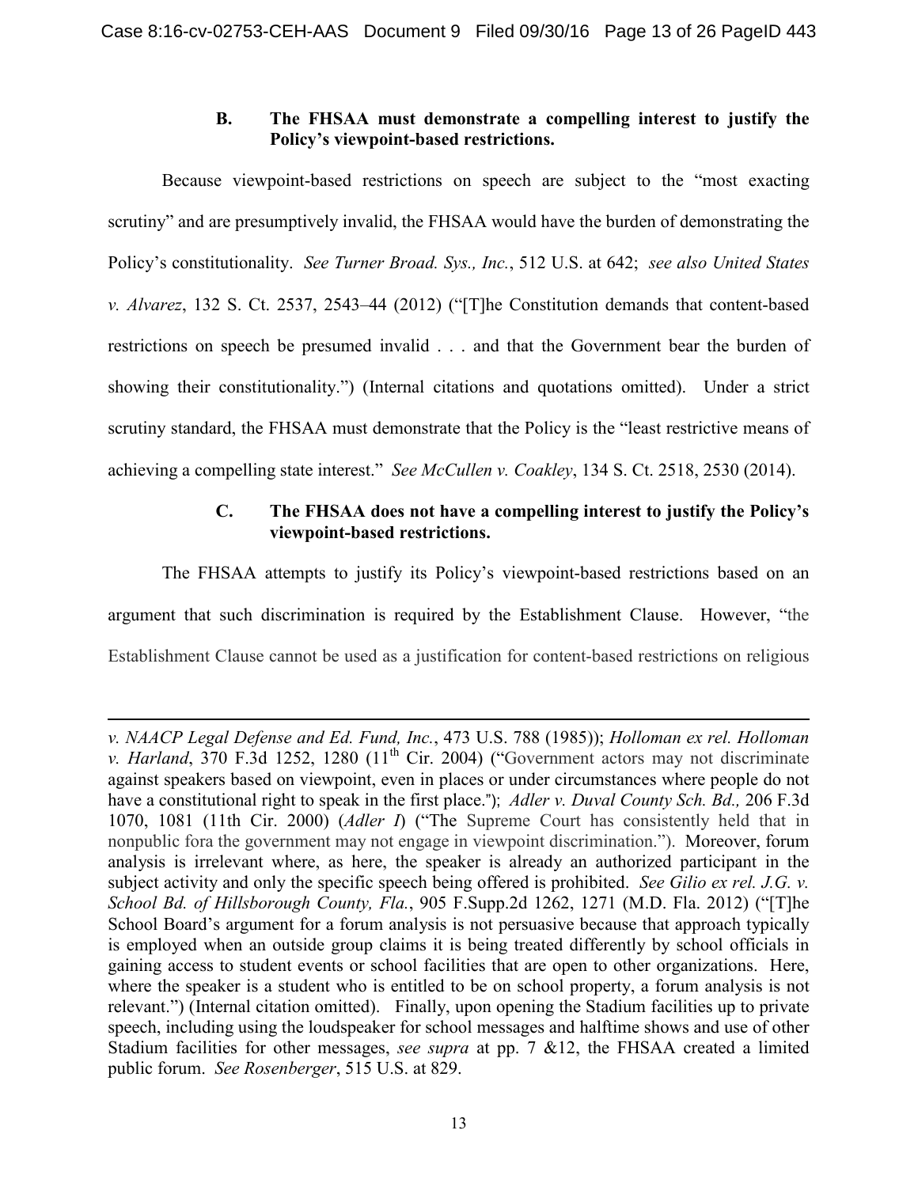### B. The FHSAA must demonstrate a compelling interest to justify the Policy's viewpoint-based restrictions.

Because viewpoint-based restrictions on speech are subject to the "most exacting scrutiny" and are presumptively invalid, the FHSAA would have the burden of demonstrating the Policy's constitutionality. *See Turner Broad. Sys., Inc.*, 512 U.S. at 642; *see also United States v. Alvarez*, 132 S. Ct. 2537, 2543–44 (2012) ("[T]he Constitution demands that content-based restrictions on speech be presumed invalid . . . and that the Government bear the burden of showing their constitutionality.") (Internal citations and quotations omitted). Under a strict scrutiny standard, the FHSAA must demonstrate that the Policy is the "least restrictive means of achieving a compelling state interest." *See McCullen v. Coakley*, 134 S. Ct. 2518, 2530 (2014).

### C. The FHSAA does not have a compelling interest to justify the Policy's viewpoint-based restrictions.

The FHSAA attempts to justify its Policy's viewpoint-based restrictions based on an argument that such discrimination is required by the Establishment Clause. However, "the Establishment Clause cannot be used as a justification for content-based restrictions on religious

---

*v. NAACP Legal Defense and Ed. Fund, Inc.*, 473 U.S. 788 (1985)); *Holloman ex rel. Holloman v. Harland*, 370 F.3d 1252, 1280 (11th Cir. 2004) ("Government actors may not discriminate against speakers based on viewpoint, even in places or under circumstances where people do not have a constitutional right to speak in the first place."); *Adler v. Duval County Sch. Bd.,* 206 F.3d 1070, 1081 (11th Cir. 2000) (*Adler I*) ("The Supreme Court has consistently held that in nonpublic fora the government may not engage in viewpoint discrimination."). Moreover, forum analysis is irrelevant where, as here, the speaker is already an authorized participant in the subject activity and only the specific speech being offered is prohibited. *See Gilio ex rel. J.G. v. School Bd. of Hillsborough County, Fla.*, 905 F.Supp.2d 1262, 1271 (M.D. Fla. 2012) ("[T]he School Board's argument for a forum analysis is not persuasive because that approach typically is employed when an outside group claims it is being treated differently by school officials in gaining access to student events or school facilities that are open to other organizations. Here, where the speaker is a student who is entitled to be on school property, a forum analysis is not relevant.") (Internal citation omitted). Finally, upon opening the Stadium facilities up to private speech, including using the loudspeaker for school messages and halftime shows and use of other Stadium facilities for other messages, *see supra* at pp. 7 &12, the FHSAA created a limited public forum. *See Rosenberger*, 515 U.S. at 829.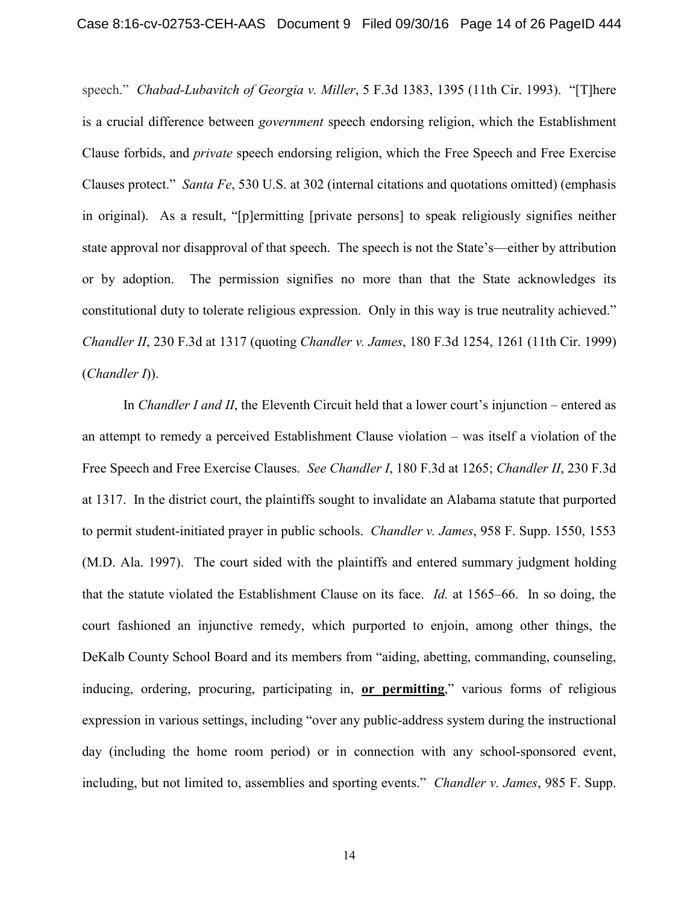speech." *Chabad-Lubavitch of Georgia v. Miller*, 5 F.3d 1383, 1395 (11th Cir. 1993). "[T]here is a crucial difference between *government* speech endorsing religion, which the Establishment Clause forbids, and *private* speech endorsing religion, which the Free Speech and Free Exercise Clauses protect." *Santa Fe*, 530 U.S. at 302 (internal citations and quotations omitted) (emphasis in original). As a result, "[p]ermitting [private persons] to speak religiously signifies neither state approval nor disapproval of that speech. The speech is not the State's—either by attribution or by adoption. The permission signifies no more than that the State acknowledges its constitutional duty to tolerate religious expression. Only in this way is true neutrality achieved." *Chandler II*, 230 F.3d at 1317 (quoting *Chandler v. James*, 180 F.3d 1254, 1261 (11th Cir. 1999) (*Chandler I*)).

In *Chandler I and II*, the Eleventh Circuit held that a lower court's injunction – entered as an attempt to remedy a perceived Establishment Clause violation – was itself a violation of the Free Speech and Free Exercise Clauses. *See Chandler I*, 180 F.3d at 1265; *Chandler II*, 230 F.3d at 1317. In the district court, the plaintiffs sought to invalidate an Alabama statute that purported to permit student-initiated prayer in public schools. *Chandler v. James*, 958 F. Supp. 1550, 1553 (M.D. Ala. 1997). The court sided with the plaintiffs and entered summary judgment holding that the statute violated the Establishment Clause on its face. *Id.* at 1565–66. In so doing, the court fashioned an injunctive remedy, which purported to enjoin, among other things, the DeKalb County School Board and its members from "aiding, abetting, commanding, counseling, inducing, ordering, procuring, participating in, <u>**or permitting**</u>," various forms of religious expression in various settings, including "over any public-address system during the instructional day (including the home room period) or in connection with any school-sponsored event, including, but not limited to, assemblies and sporting events." *Chandler v. James*, 985 F. Supp.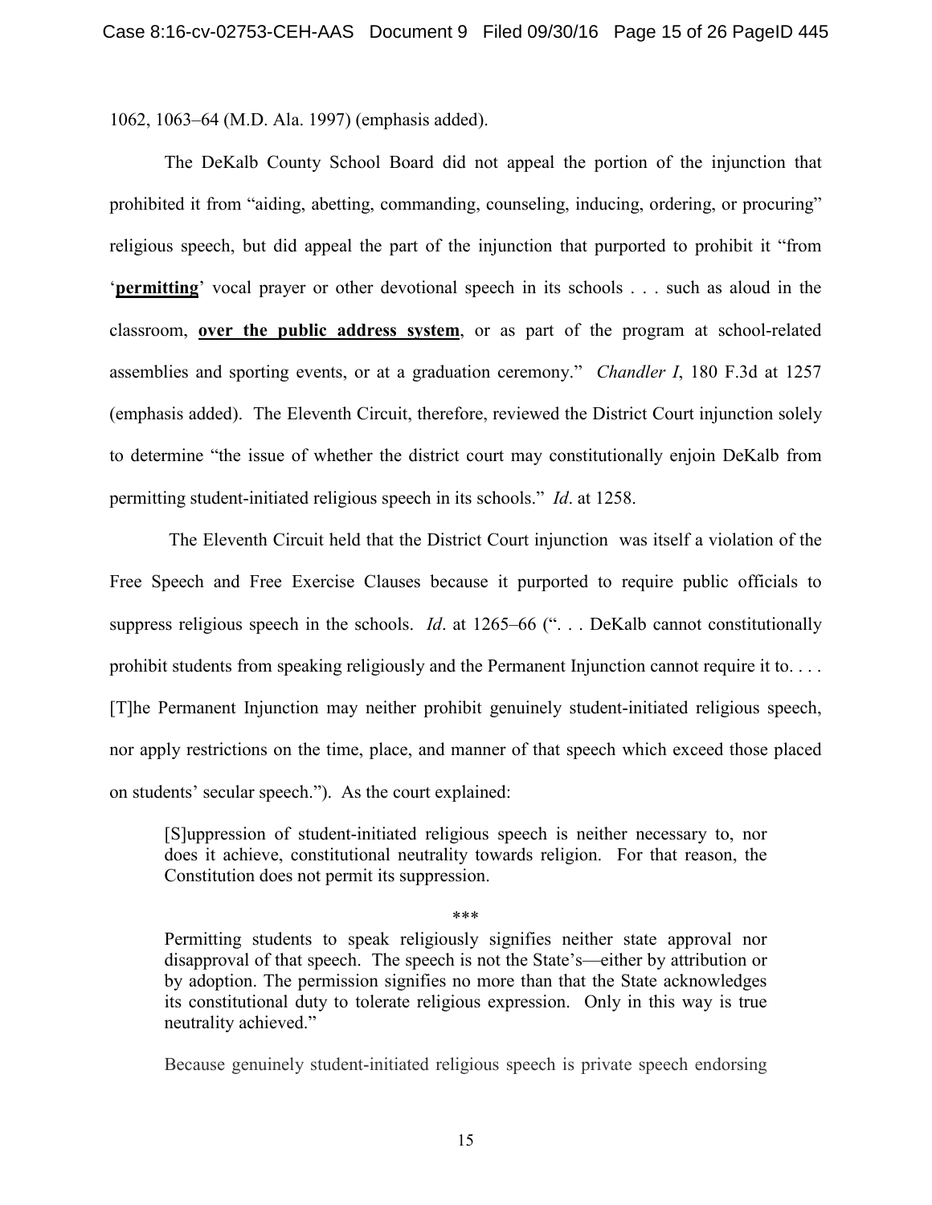1062, 1063–64 (M.D. Ala. 1997) (emphasis added).

The DeKalb County School Board did not appeal the portion of the injunction that prohibited it from "aiding, abetting, commanding, counseling, inducing, ordering, or procuring" religious speech, but did appeal the part of the injunction that purported to prohibit it "from '**permitting**' vocal prayer or other devotional speech in its schools . . . such as aloud in the classroom, **over the public address system**, or as part of the program at school-related assemblies and sporting events, or at a graduation ceremony." *Chandler I*, 180 F.3d at 1257 (emphasis added). The Eleventh Circuit, therefore, reviewed the District Court injunction solely to determine "the issue of whether the district court may constitutionally enjoin DeKalb from permitting student-initiated religious speech in its schools." *Id*. at 1258.

The Eleventh Circuit held that the District Court injunction was itself a violation of the Free Speech and Free Exercise Clauses because it purported to require public officials to suppress religious speech in the schools. *Id*. at 1265–66 (". . . DeKalb cannot constitutionally prohibit students from speaking religiously and the Permanent Injunction cannot require it to. . . . [T]he Permanent Injunction may neither prohibit genuinely student-initiated religious speech, nor apply restrictions on the time, place, and manner of that speech which exceed those placed on students' secular speech."). As the court explained:

> [S]uppression of student-initiated religious speech is neither necessary to, nor does it achieve, constitutional neutrality towards religion. For that reason, the Constitution does not permit its suppression.
>
> \*\*\*
>
> Permitting students to speak religiously signifies neither state approval nor disapproval of that speech. The speech is not the State's—either by attribution or by adoption. The permission signifies no more than that the State acknowledges its constitutional duty to tolerate religious expression. Only in this way is true neutrality achieved."

Because genuinely student-initiated religious speech is private speech endorsing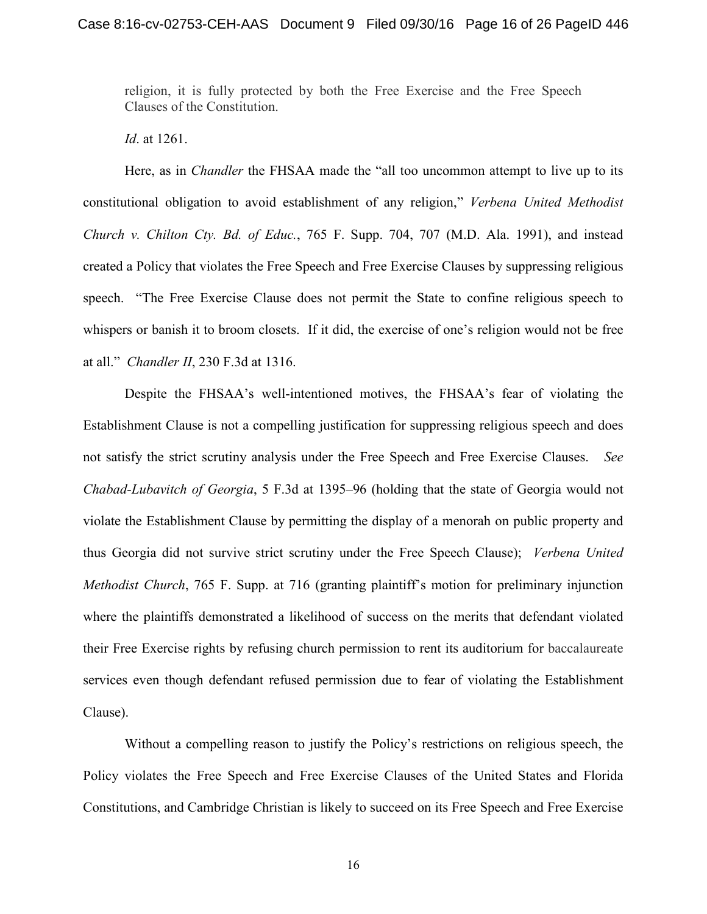> religion, it is fully protected by both the Free Exercise and the Free Speech Clauses of the Constitution.

*Id*. at 1261.

Here, as in *Chandler* the FHSAA made the "all too uncommon attempt to live up to its constitutional obligation to avoid establishment of any religion," *Verbena United Methodist Church v. Chilton Cty. Bd. of Educ.*, 765 F. Supp. 704, 707 (M.D. Ala. 1991), and instead created a Policy that violates the Free Speech and Free Exercise Clauses by suppressing religious speech. "The Free Exercise Clause does not permit the State to confine religious speech to whispers or banish it to broom closets. If it did, the exercise of one's religion would not be free at all." *Chandler II*, 230 F.3d at 1316.

Despite the FHSAA's well-intentioned motives, the FHSAA's fear of violating the Establishment Clause is not a compelling justification for suppressing religious speech and does not satisfy the strict scrutiny analysis under the Free Speech and Free Exercise Clauses. *See Chabad-Lubavitch of Georgia*, 5 F.3d at 1395–96 (holding that the state of Georgia would not violate the Establishment Clause by permitting the display of a menorah on public property and thus Georgia did not survive strict scrutiny under the Free Speech Clause); *Verbena United Methodist Church*, 765 F. Supp. at 716 (granting plaintiff's motion for preliminary injunction where the plaintiffs demonstrated a likelihood of success on the merits that defendant violated their Free Exercise rights by refusing church permission to rent its auditorium for baccalaureate services even though defendant refused permission due to fear of violating the Establishment Clause).

Without a compelling reason to justify the Policy's restrictions on religious speech, the Policy violates the Free Speech and Free Exercise Clauses of the United States and Florida Constitutions, and Cambridge Christian is likely to succeed on its Free Speech and Free Exercise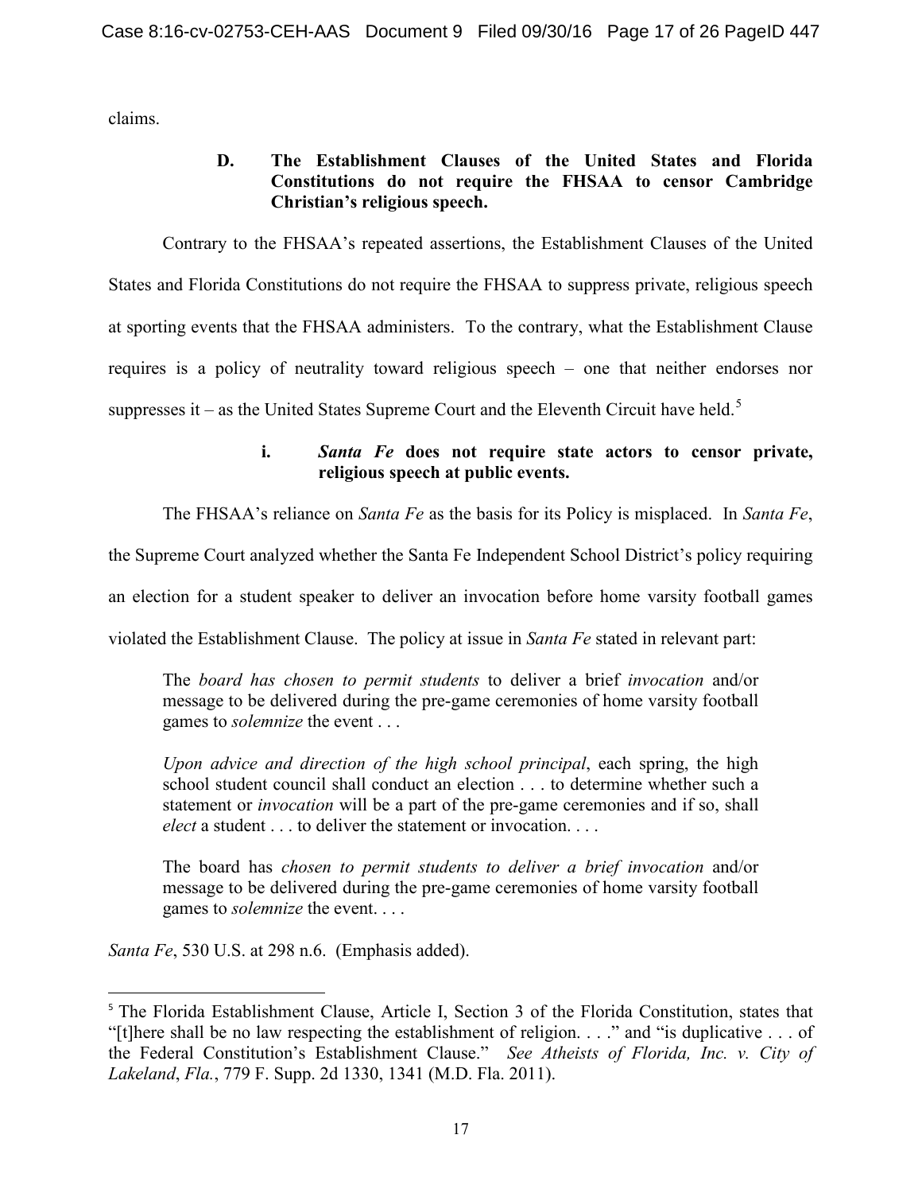claims.

### D. The Establishment Clauses of the United States and Florida Constitutions do not require the FHSAA to censor Cambridge Christian's religious speech.

Contrary to the FHSAA's repeated assertions, the Establishment Clauses of the United States and Florida Constitutions do not require the FHSAA to suppress private, religious speech at sporting events that the FHSAA administers. To the contrary, what the Establishment Clause requires is a policy of neutrality toward religious speech – one that neither endorses nor suppresses it – as the United States Supreme Court and the Eleventh Circuit have held.[5]

#### i. *Santa Fe* does not require state actors to censor private, religious speech at public events.

The FHSAA's reliance on *Santa Fe* as the basis for its Policy is misplaced. In *Santa Fe*, the Supreme Court analyzed whether the Santa Fe Independent School District's policy requiring an election for a student speaker to deliver an invocation before home varsity football games violated the Establishment Clause. The policy at issue in *Santa Fe* stated in relevant part:

> The *board has chosen to permit students* to deliver a brief *invocation* and/or message to be delivered during the pre-game ceremonies of home varsity football games to *solemnize* the event . . .
>
> *Upon advice and direction of the high school principal*, each spring, the high school student council shall conduct an election . . . to determine whether such a statement or *invocation* will be a part of the pre-game ceremonies and if so, shall *elect* a student . . . to deliver the statement or invocation. . . .
>
> The board has *chosen to permit students to deliver a brief invocation* and/or message to be delivered during the pre-game ceremonies of home varsity football games to *solemnize* the event. . . .

*Santa Fe*, 530 U.S. at 298 n.6. (Emphasis added).

---

[5] The Florida Establishment Clause, Article I, Section 3 of the Florida Constitution, states that "[t]here shall be no law respecting the establishment of religion. . . ." and "is duplicative . . . of the Federal Constitution's Establishment Clause." *See Atheists of Florida, Inc. v. City of Lakeland*, *Fla.*, 779 F. Supp. 2d 1330, 1341 (M.D. Fla. 2011).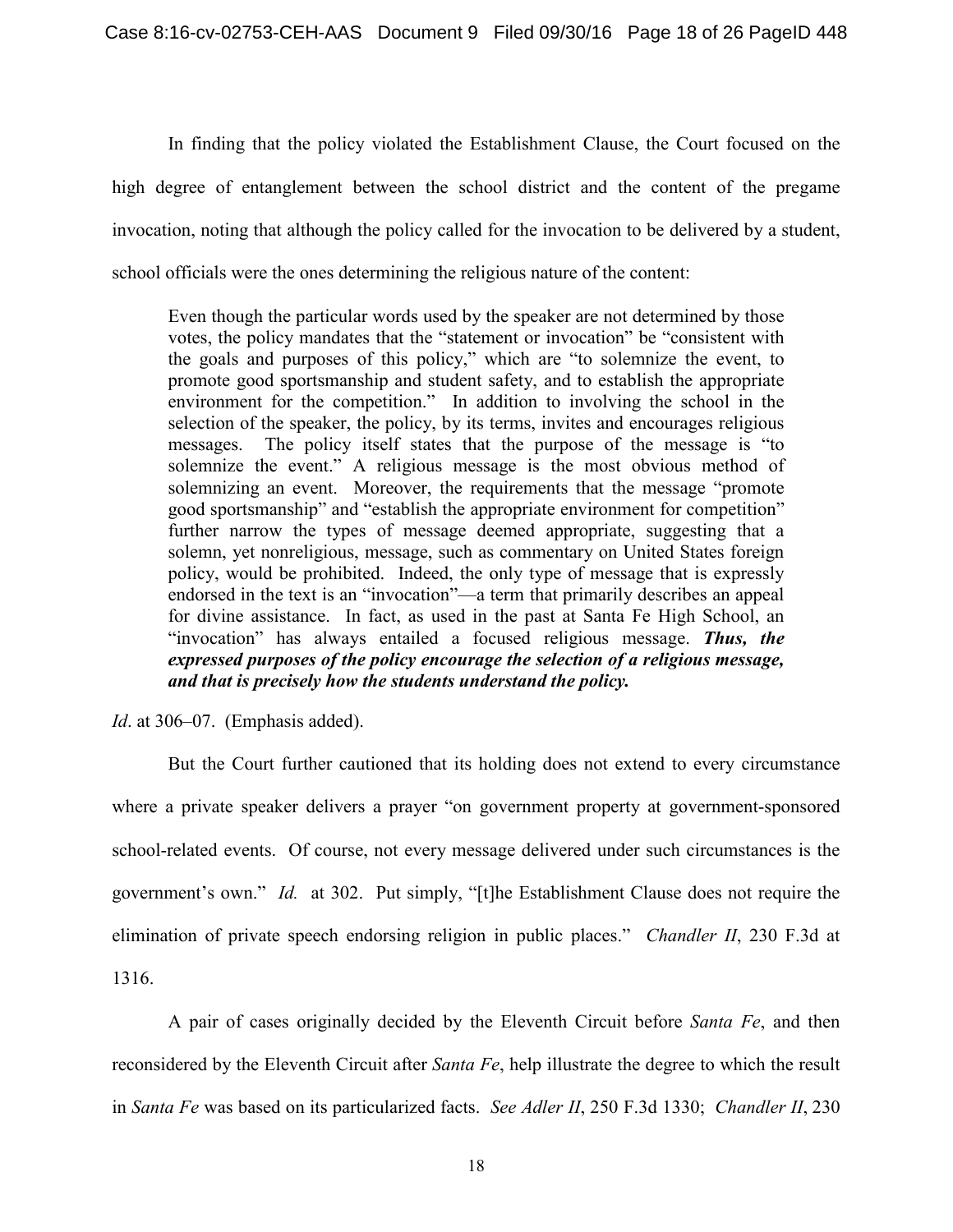In finding that the policy violated the Establishment Clause, the Court focused on the high degree of entanglement between the school district and the content of the pregame invocation, noting that although the policy called for the invocation to be delivered by a student, school officials were the ones determining the religious nature of the content:

> Even though the particular words used by the speaker are not determined by those votes, the policy mandates that the "statement or invocation" be "consistent with the goals and purposes of this policy," which are "to solemnize the event, to promote good sportsmanship and student safety, and to establish the appropriate environment for the competition." In addition to involving the school in the selection of the speaker, the policy, by its terms, invites and encourages religious messages. The policy itself states that the purpose of the message is "to solemnize the event." A religious message is the most obvious method of solemnizing an event. Moreover, the requirements that the message "promote good sportsmanship" and "establish the appropriate environment for competition" further narrow the types of message deemed appropriate, suggesting that a solemn, yet nonreligious, message, such as commentary on United States foreign policy, would be prohibited. Indeed, the only type of message that is expressly endorsed in the text is an "invocation"—a term that primarily describes an appeal for divine assistance. In fact, as used in the past at Santa Fe High School, an "invocation" has always entailed a focused religious message. ***Thus, the expressed purposes of the policy encourage the selection of a religious message, and that is precisely how the students understand the policy.***

*Id*. at 306–07. (Emphasis added).

But the Court further cautioned that its holding does not extend to every circumstance where a private speaker delivers a prayer "on government property at government-sponsored school-related events. Of course, not every message delivered under such circumstances is the government's own." *Id.* at 302. Put simply, "[t]he Establishment Clause does not require the elimination of private speech endorsing religion in public places." *Chandler II*, 230 F.3d at 1316.

A pair of cases originally decided by the Eleventh Circuit before *Santa Fe*, and then reconsidered by the Eleventh Circuit after *Santa Fe*, help illustrate the degree to which the result in *Santa Fe* was based on its particularized facts. *See Adler II*, 250 F.3d 1330; *Chandler II*, 230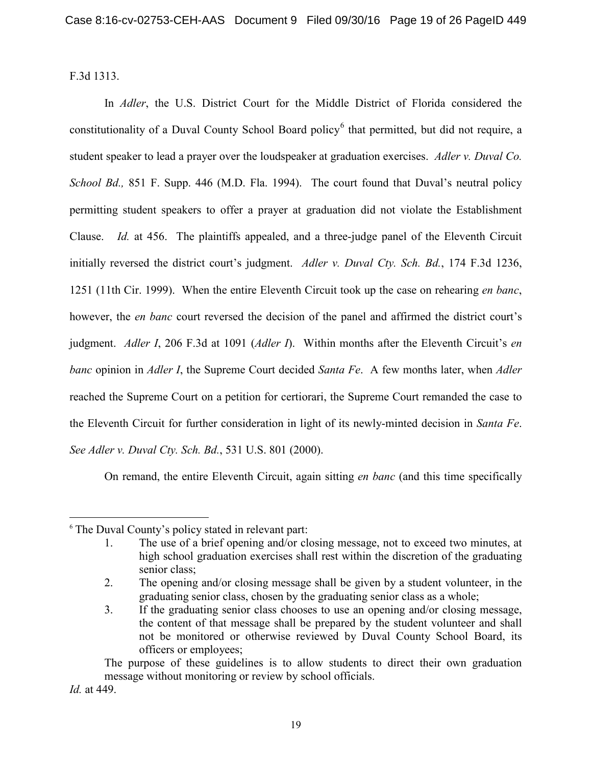F.3d 1313.

In *Adler*, the U.S. District Court for the Middle District of Florida considered the constitutionality of a Duval County School Board policy[6] that permitted, but did not require, a student speaker to lead a prayer over the loudspeaker at graduation exercises. *Adler v. Duval Co. School Bd.,* 851 F. Supp. 446 (M.D. Fla. 1994). The court found that Duval's neutral policy permitting student speakers to offer a prayer at graduation did not violate the Establishment Clause. *Id.* at 456. The plaintiffs appealed, and a three-judge panel of the Eleventh Circuit initially reversed the district court's judgment. *Adler v. Duval Cty. Sch. Bd.*, 174 F.3d 1236, 1251 (11th Cir. 1999). When the entire Eleventh Circuit took up the case on rehearing *en banc*, however, the *en banc* court reversed the decision of the panel and affirmed the district court's judgment. *Adler I*, 206 F.3d at 1091 (*Adler I*). Within months after the Eleventh Circuit's *en banc* opinion in *Adler I*, the Supreme Court decided *Santa Fe*. A few months later, when *Adler* reached the Supreme Court on a petition for certiorari, the Supreme Court remanded the case to the Eleventh Circuit for further consideration in light of its newly-minted decision in *Santa Fe*. *See Adler v. Duval Cty. Sch. Bd.*, 531 U.S. 801 (2000).

On remand, the entire Eleventh Circuit, again sitting *en banc* (and this time specifically

---

[6] The Duval County's policy stated in relevant part:

> 1. The use of a brief opening and/or closing message, not to exceed two minutes, at high school graduation exercises shall rest within the discretion of the graduating senior class;
> 2. The opening and/or closing message shall be given by a student volunteer, in the graduating senior class, chosen by the graduating senior class as a whole;
> 3. If the graduating senior class chooses to use an opening and/or closing message, the content of that message shall be prepared by the student volunteer and shall not be monitored or otherwise reviewed by Duval County School Board, its officers or employees;
>
> The purpose of these guidelines is to allow students to direct their own graduation message without monitoring or review by school officials.

*Id.* at 449.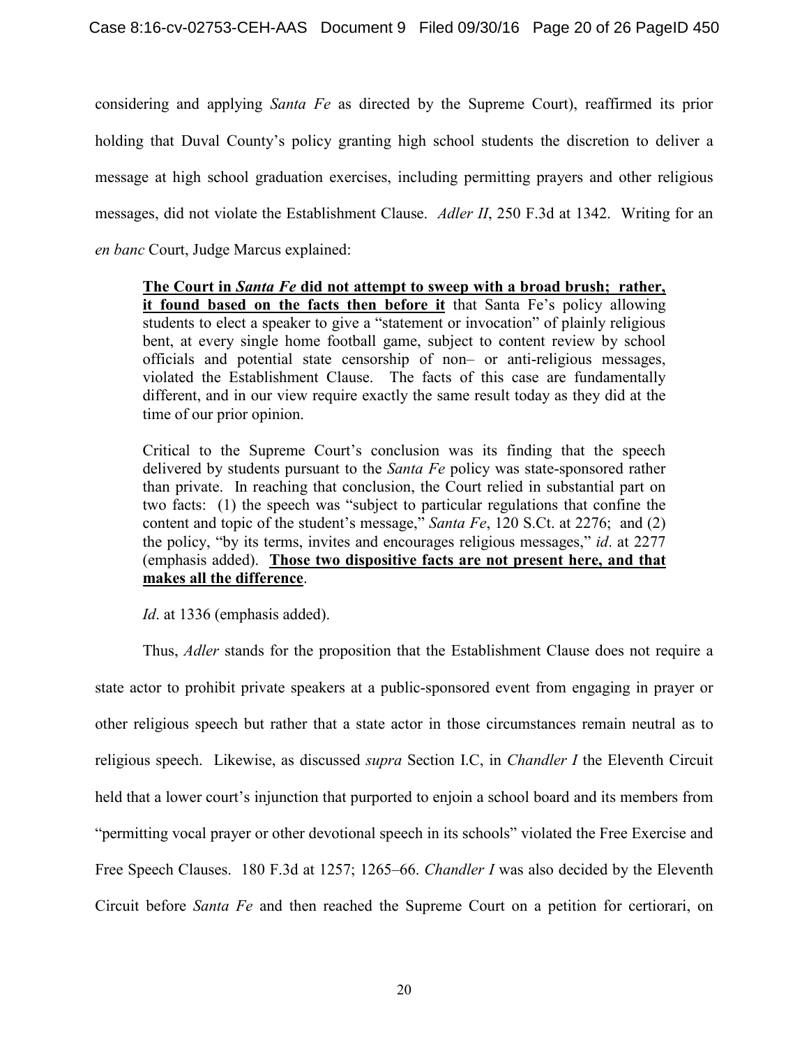considering and applying *Santa Fe* as directed by the Supreme Court), reaffirmed its prior holding that Duval County's policy granting high school students the discretion to deliver a message at high school graduation exercises, including permitting prayers and other religious messages, did not violate the Establishment Clause. *Adler II*, 250 F.3d at 1342. Writing for an *en banc* Court, Judge Marcus explained:

> <u>**The Court in *Santa Fe* did not attempt to sweep with a broad brush; rather, it found based on the facts then before it**</u> that Santa Fe's policy allowing students to elect a speaker to give a "statement or invocation" of plainly religious bent, at every single home football game, subject to content review by school officials and potential state censorship of non– or anti-religious messages, violated the Establishment Clause. The facts of this case are fundamentally different, and in our view require exactly the same result today as they did at the time of our prior opinion.
>
> Critical to the Supreme Court's conclusion was its finding that the speech delivered by students pursuant to the *Santa Fe* policy was state-sponsored rather than private. In reaching that conclusion, the Court relied in substantial part on two facts: (1) the speech was "subject to particular regulations that confine the content and topic of the student's message," *Santa Fe*, 120 S.Ct. at 2276; and (2) the policy, "by its terms, invites and encourages religious messages," *id*. at 2277 (emphasis added). <u>**Those two dispositive facts are not present here, and that makes all the difference**</u>.
>
> *Id*. at 1336 (emphasis added).

Thus, *Adler* stands for the proposition that the Establishment Clause does not require a state actor to prohibit private speakers at a public-sponsored event from engaging in prayer or other religious speech but rather that a state actor in those circumstances remain neutral as to religious speech. Likewise, as discussed *supra* Section I.C, in *Chandler I* the Eleventh Circuit held that a lower court's injunction that purported to enjoin a school board and its members from "permitting vocal prayer or other devotional speech in its schools" violated the Free Exercise and Free Speech Clauses. 180 F.3d at 1257; 1265–66. *Chandler I* was also decided by the Eleventh Circuit before *Santa Fe* and then reached the Supreme Court on a petition for certiorari, on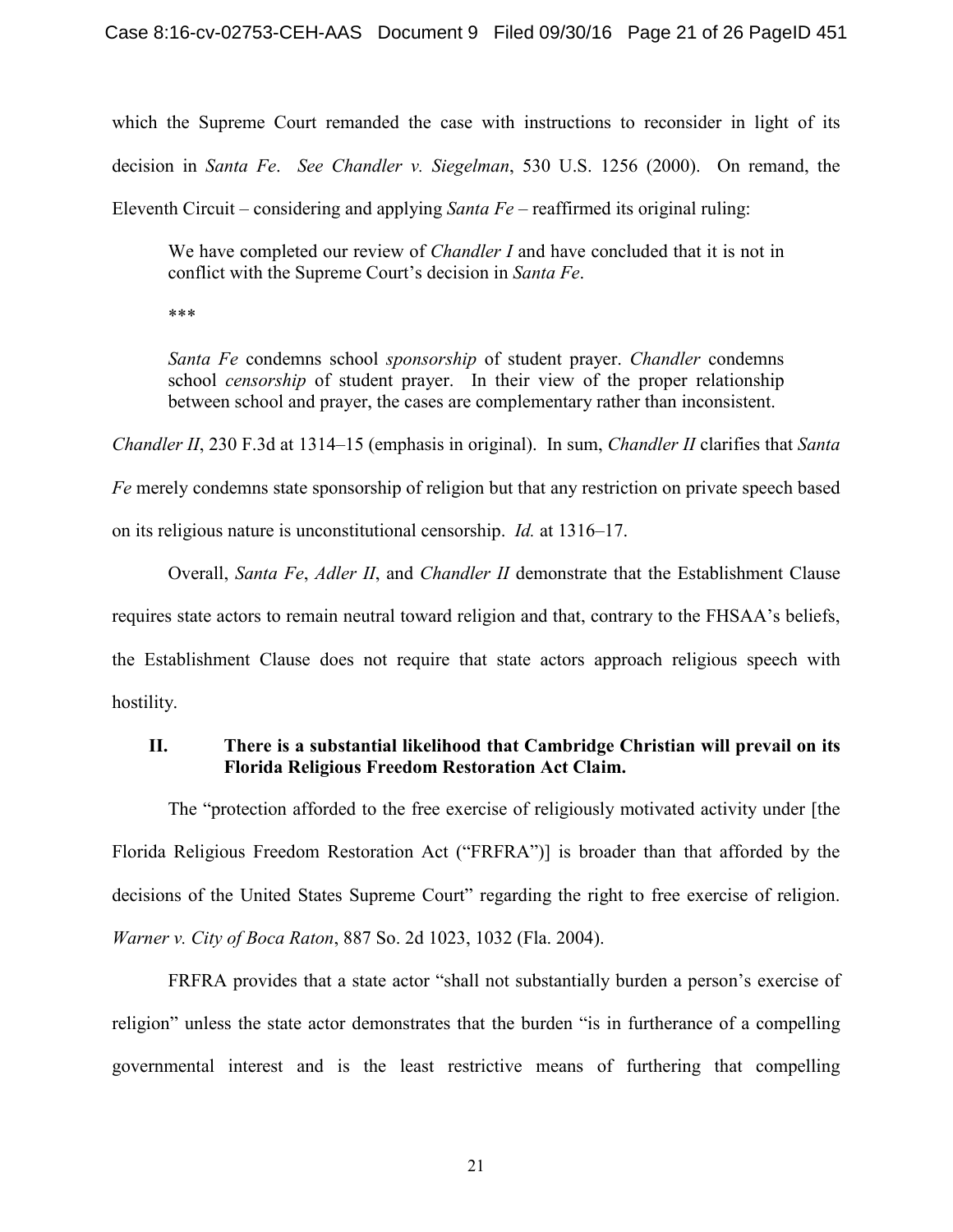which the Supreme Court remanded the case with instructions to reconsider in light of its decision in *Santa Fe*. *See Chandler v. Siegelman*, 530 U.S. 1256 (2000). On remand, the Eleventh Circuit – considering and applying *Santa Fe* – reaffirmed its original ruling:

> We have completed our review of *Chandler I* and have concluded that it is not in conflict with the Supreme Court's decision in *Santa Fe*.
>
> ***
>
> *Santa Fe* condemns school *sponsorship* of student prayer. *Chandler* condemns school *censorship* of student prayer. In their view of the proper relationship between school and prayer, the cases are complementary rather than inconsistent.

*Chandler II*, 230 F.3d at 1314–15 (emphasis in original). In sum, *Chandler II* clarifies that *Santa Fe* merely condemns state sponsorship of religion but that any restriction on private speech based on its religious nature is unconstitutional censorship. *Id.* at 1316–17.

Overall, *Santa Fe*, *Adler II*, and *Chandler II* demonstrate that the Establishment Clause requires state actors to remain neutral toward religion and that, contrary to the FHSAA's beliefs, the Establishment Clause does not require that state actors approach religious speech with hostility.

## II. There is a substantial likelihood that Cambridge Christian will prevail on its Florida Religious Freedom Restoration Act Claim.

The "protection afforded to the free exercise of religiously motivated activity under [the Florida Religious Freedom Restoration Act ("FRFRA")] is broader than that afforded by the decisions of the United States Supreme Court" regarding the right to free exercise of religion. *Warner v. City of Boca Raton*, 887 So. 2d 1023, 1032 (Fla. 2004).

FRFRA provides that a state actor "shall not substantially burden a person's exercise of religion" unless the state actor demonstrates that the burden "is in furtherance of a compelling governmental interest and is the least restrictive means of furthering that compelling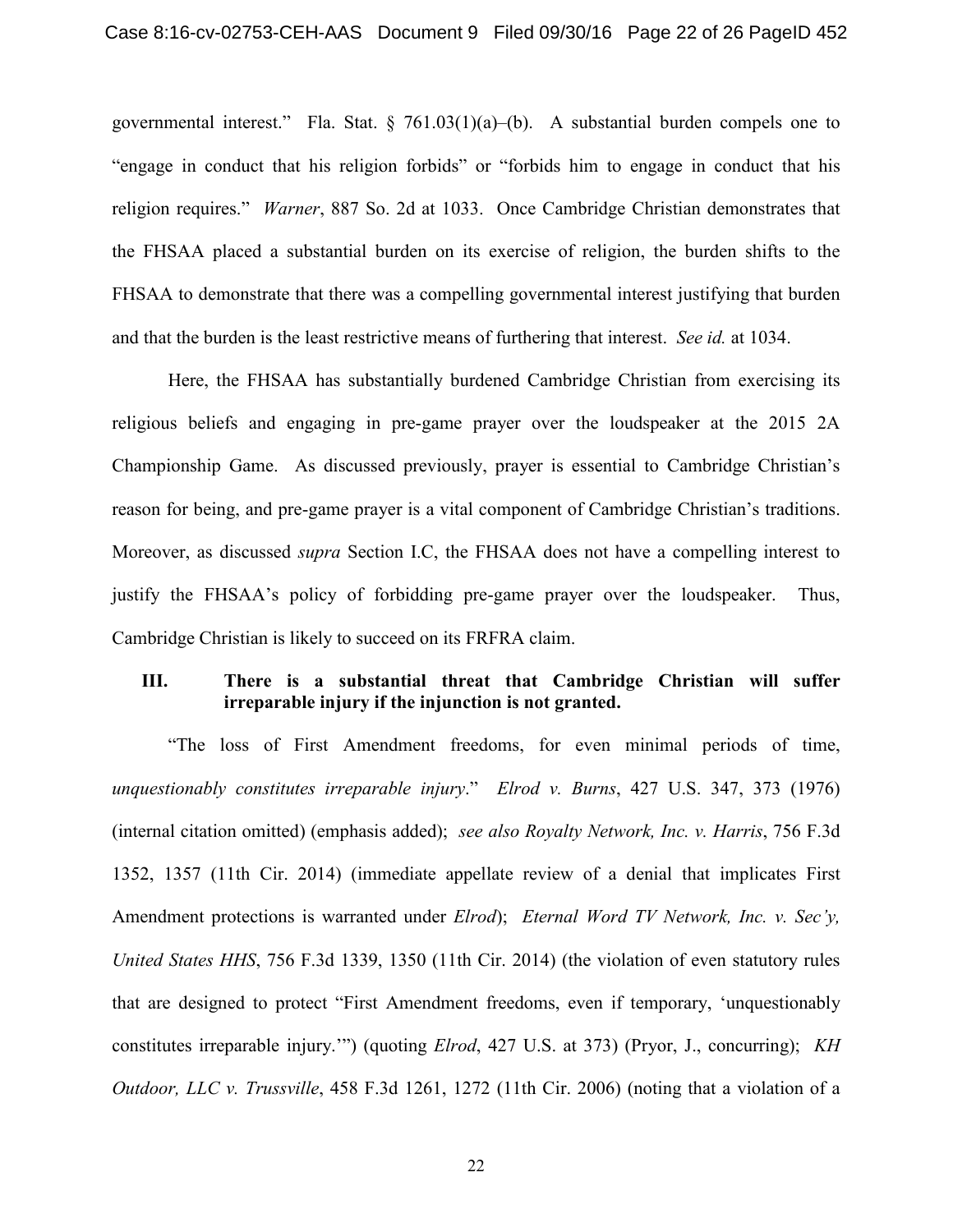governmental interest." Fla. Stat. § 761.03(1)(a)–(b). A substantial burden compels one to "engage in conduct that his religion forbids" or "forbids him to engage in conduct that his religion requires." *Warner*, 887 So. 2d at 1033. Once Cambridge Christian demonstrates that the FHSAA placed a substantial burden on its exercise of religion, the burden shifts to the FHSAA to demonstrate that there was a compelling governmental interest justifying that burden and that the burden is the least restrictive means of furthering that interest. *See id.* at 1034.

Here, the FHSAA has substantially burdened Cambridge Christian from exercising its religious beliefs and engaging in pre-game prayer over the loudspeaker at the 2015 2A Championship Game. As discussed previously, prayer is essential to Cambridge Christian's reason for being, and pre-game prayer is a vital component of Cambridge Christian's traditions. Moreover, as discussed *supra* Section I.C, the FHSAA does not have a compelling interest to justify the FHSAA's policy of forbidding pre-game prayer over the loudspeaker. Thus, Cambridge Christian is likely to succeed on its FRFRA claim.

## III. There is a substantial threat that Cambridge Christian will suffer irreparable injury if the injunction is not granted.

"The loss of First Amendment freedoms, for even minimal periods of time, *unquestionably constitutes irreparable injury*." *Elrod v. Burns*, 427 U.S. 347, 373 (1976) (internal citation omitted) (emphasis added); *see also Royalty Network, Inc. v. Harris*, 756 F.3d 1352, 1357 (11th Cir. 2014) (immediate appellate review of a denial that implicates First Amendment protections is warranted under *Elrod*); *Eternal Word TV Network, Inc. v. Sec'y, United States HHS*, 756 F.3d 1339, 1350 (11th Cir. 2014) (the violation of even statutory rules that are designed to protect "First Amendment freedoms, even if temporary, 'unquestionably constitutes irreparable injury.'") (quoting *Elrod*, 427 U.S. at 373) (Pryor, J., concurring); *KH Outdoor, LLC v. Trussville*, 458 F.3d 1261, 1272 (11th Cir. 2006) (noting that a violation of a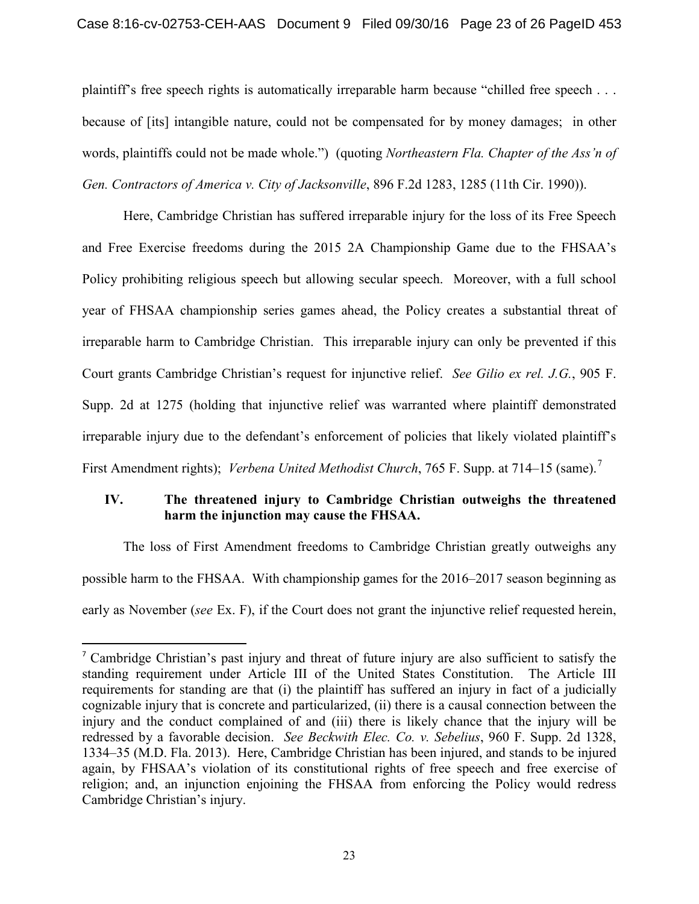plaintiff's free speech rights is automatically irreparable harm because "chilled free speech . . . because of [its] intangible nature, could not be compensated for by money damages; in other words, plaintiffs could not be made whole.") (quoting *Northeastern Fla. Chapter of the Ass'n of Gen. Contractors of America v. City of Jacksonville*, 896 F.2d 1283, 1285 (11th Cir. 1990)).

Here, Cambridge Christian has suffered irreparable injury for the loss of its Free Speech and Free Exercise freedoms during the 2015 2A Championship Game due to the FHSAA's Policy prohibiting religious speech but allowing secular speech. Moreover, with a full school year of FHSAA championship series games ahead, the Policy creates a substantial threat of irreparable harm to Cambridge Christian. This irreparable injury can only be prevented if this Court grants Cambridge Christian's request for injunctive relief. *See Gilio ex rel. J.G.*, 905 F. Supp. 2d at 1275 (holding that injunctive relief was warranted where plaintiff demonstrated irreparable injury due to the defendant's enforcement of policies that likely violated plaintiff's First Amendment rights); *Verbena United Methodist Church*, 765 F. Supp. at 714–15 (same).[7]

## IV. The threatened injury to Cambridge Christian outweighs the threatened harm the injunction may cause the FHSAA.

The loss of First Amendment freedoms to Cambridge Christian greatly outweighs any possible harm to the FHSAA. With championship games for the 2016–2017 season beginning as early as November (*see* Ex. F), if the Court does not grant the injunctive relief requested herein,

[7] Cambridge Christian's past injury and threat of future injury are also sufficient to satisfy the standing requirement under Article III of the United States Constitution. The Article III requirements for standing are that (i) the plaintiff has suffered an injury in fact of a judicially cognizable injury that is concrete and particularized, (ii) there is a causal connection between the injury and the conduct complained of and (iii) there is likely chance that the injury will be redressed by a favorable decision. *See Beckwith Elec. Co. v. Sebelius*, 960 F. Supp. 2d 1328, 1334–35 (M.D. Fla. 2013). Here, Cambridge Christian has been injured, and stands to be injured again, by FHSAA's violation of its constitutional rights of free speech and free exercise of religion; and, an injunction enjoining the FHSAA from enforcing the Policy would redress Cambridge Christian's injury.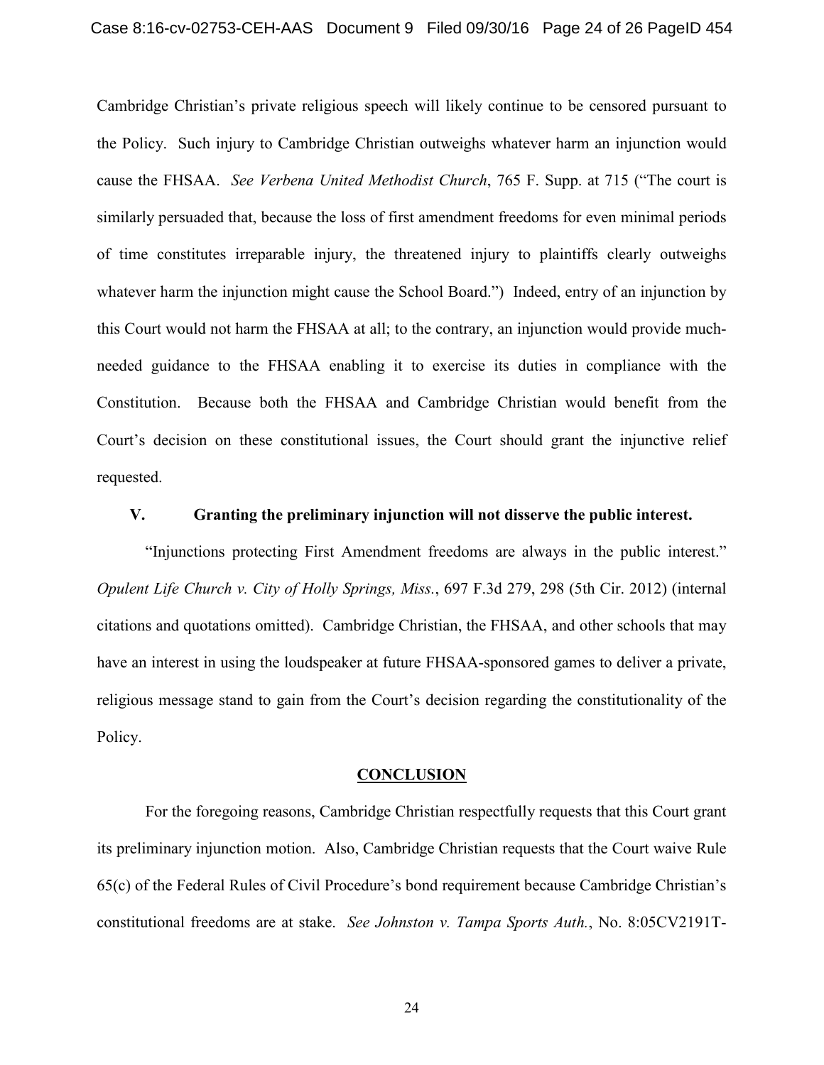Cambridge Christian's private religious speech will likely continue to be censored pursuant to the Policy. Such injury to Cambridge Christian outweighs whatever harm an injunction would cause the FHSAA. *See Verbena United Methodist Church*, 765 F. Supp. at 715 ("The court is similarly persuaded that, because the loss of first amendment freedoms for even minimal periods of time constitutes irreparable injury, the threatened injury to plaintiffs clearly outweighs whatever harm the injunction might cause the School Board.") Indeed, entry of an injunction by this Court would not harm the FHSAA at all; to the contrary, an injunction would provide much-needed guidance to the FHSAA enabling it to exercise its duties in compliance with the Constitution. Because both the FHSAA and Cambridge Christian would benefit from the Court's decision on these constitutional issues, the Court should grant the injunctive relief requested.

### V. Granting the preliminary injunction will not disserve the public interest.

"Injunctions protecting First Amendment freedoms are always in the public interest." *Opulent Life Church v. City of Holly Springs, Miss.*, 697 F.3d 279, 298 (5th Cir. 2012) (internal citations and quotations omitted). Cambridge Christian, the FHSAA, and other schools that may have an interest in using the loudspeaker at future FHSAA-sponsored games to deliver a private, religious message stand to gain from the Court's decision regarding the constitutionality of the Policy.

## CONCLUSION

For the foregoing reasons, Cambridge Christian respectfully requests that this Court grant its preliminary injunction motion. Also, Cambridge Christian requests that the Court waive Rule 65(c) of the Federal Rules of Civil Procedure's bond requirement because Cambridge Christian's constitutional freedoms are at stake. *See Johnston v. Tampa Sports Auth.*, No. 8:05CV2191T-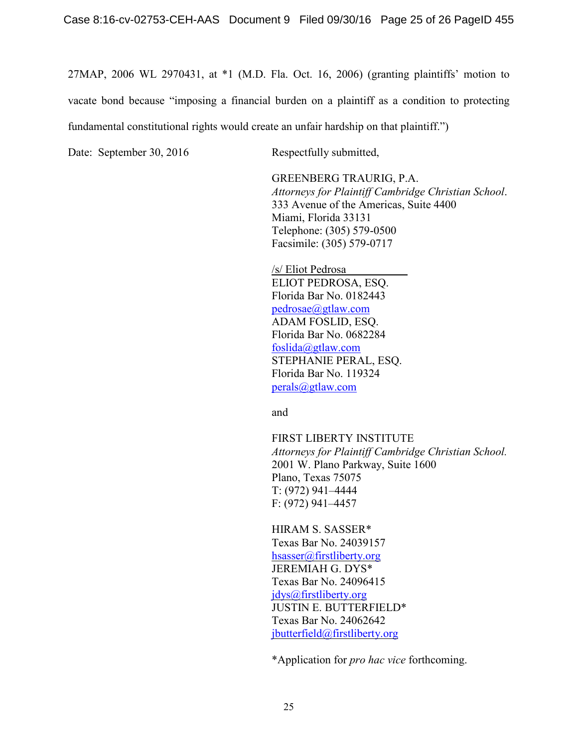27MAP, 2006 WL 2970431, at *1 (M.D. Fla. Oct. 16, 2006) (granting plaintiffs' motion to vacate bond because "imposing a financial burden on a plaintiff as a condition to protecting fundamental constitutional rights would create an unfair hardship on that plaintiff.")

Date: September 30, 2016

Respectfully submitted,

GREENBERG TRAURIG, P.A.
*Attorneys for Plaintiff Cambridge Christian School*.
333 Avenue of the Americas, Suite 4400
Miami, Florida 33131
Telephone: (305) 579-0500
Facsimile: (305) 579-0717

/s/ Eliot Pedrosa
ELIOT PEDROSA, ESQ.
Florida Bar No. 0182443
pedrosae@gtlaw.com
ADAM FOSLID, ESQ.
Florida Bar No. 0682284
foslida@gtlaw.com
STEPHANIE PERAL, ESQ.
Florida Bar No. 119324
perals@gtlaw.com

and

FIRST LIBERTY INSTITUTE
*Attorneys for Plaintiff Cambridge Christian School.*
2001 W. Plano Parkway, Suite 1600
Plano, Texas 75075
T: (972) 941–4444
F: (972) 941–4457

HIRAM S. SASSER*
Texas Bar No. 24039157
hsasser@firstliberty.org
JEREMIAH G. DYS*
Texas Bar No. 24096415
jdys@firstliberty.org
JUSTIN E. BUTTERFIELD*
Texas Bar No. 24062642
jbutterfield@firstliberty.org

*Application for *pro hac vice* forthcoming.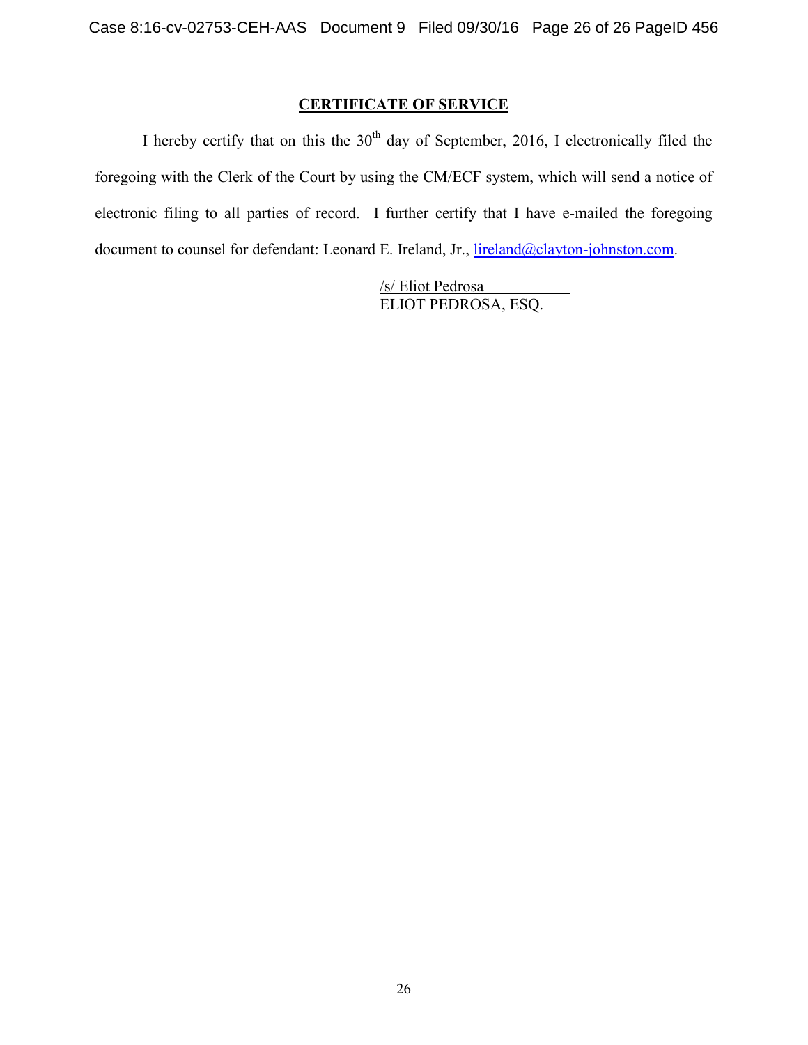## CERTIFICATE OF SERVICE

I hereby certify that on this the 30th day of September, 2016, I electronically filed the foregoing with the Clerk of the Court by using the CM/ECF system, which will send a notice of electronic filing to all parties of record. I further certify that I have e-mailed the foregoing document to counsel for defendant: Leonard E. Ireland, Jr., lireland@clayton-johnston.com.

/s/ Eliot Pedrosa
ELIOT PEDROSA, ESQ.